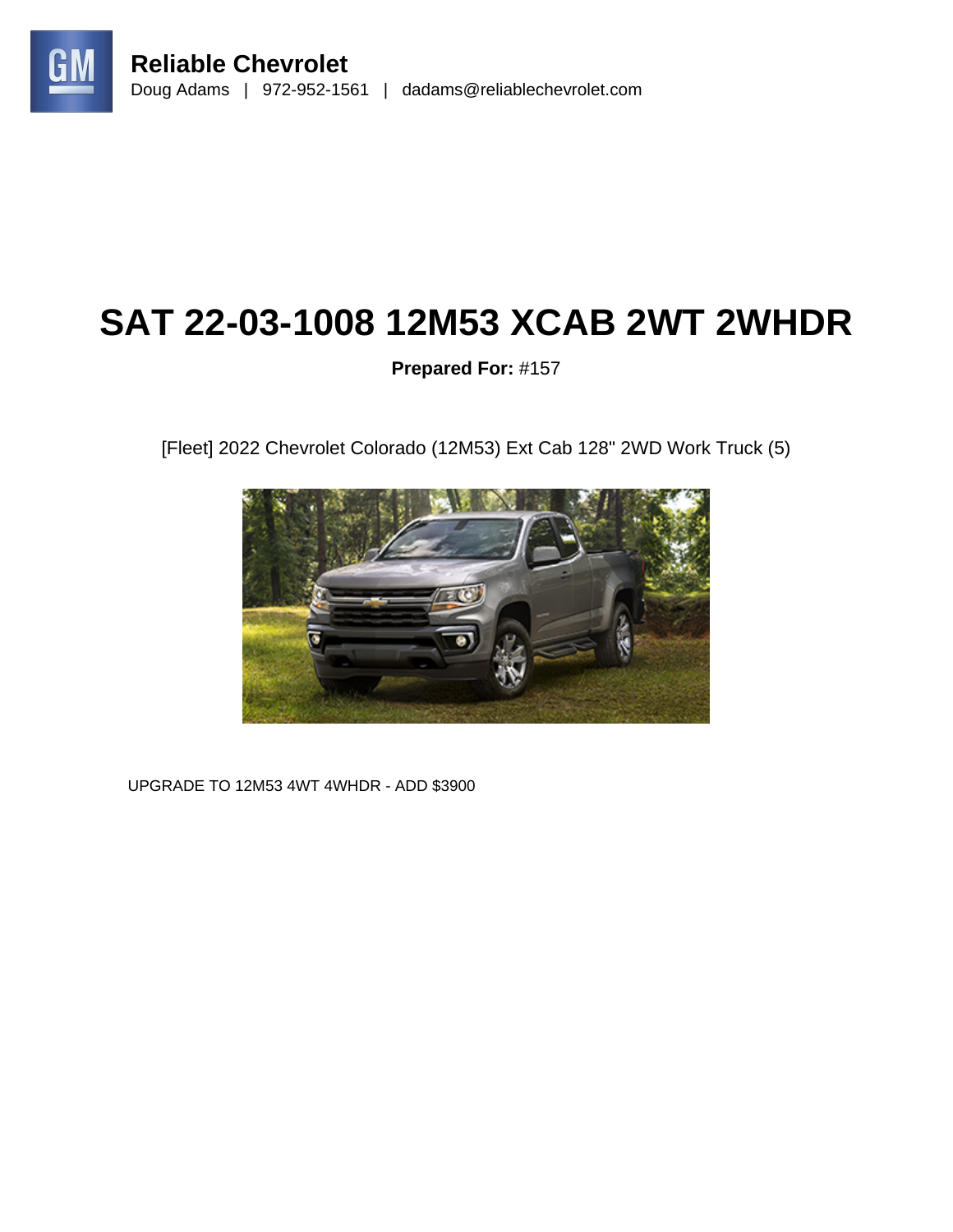**Reliable Chevrolet**
Doug Adams | 972-952-1561 | dadams@reliablechevrolet.com

# SAT 22-03-1008 12M53 XCAB 2WT 2WHDR

**Prepared For:** #157

[Fleet] 2022 Chevrolet Colorado (12M53) Ext Cab 128" 2WD Work Truck (5)

UPGRADE TO 12M53 4WT 4WHDR - ADD $3900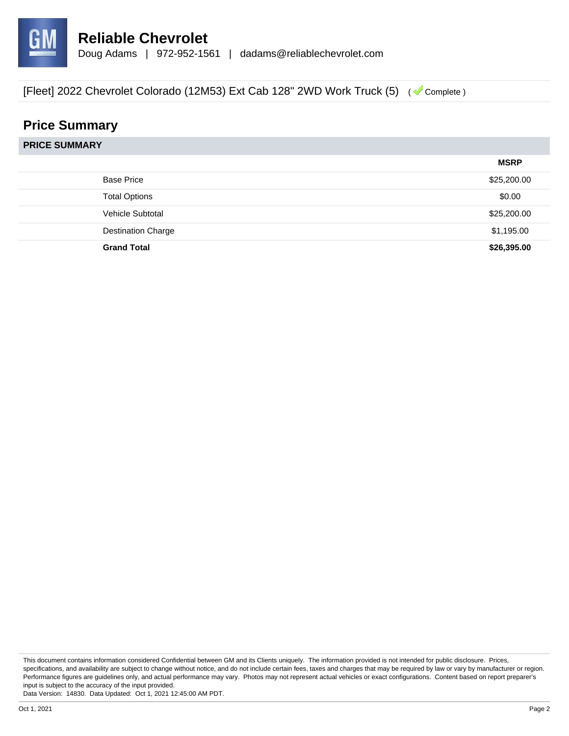# Reliable Chevrolet

Doug Adams | 972-952-1561 | dadams@reliablechevrolet.com

[Fleet] 2022 Chevrolet Colorado (12M53) Ext Cab 128" 2WD Work Truck (5) ( Complete )

## Price Summary

### PRICE SUMMARY

| | MSRP |
|---|---|
| Base Price | $25,200.00 |
| Total Options | $0.00 |
| Vehicle Subtotal | $25,200.00 |
| Destination Charge | $1,195.00 |
| **Grand Total** | **$26,395.00** |

This document contains information considered Confidential between GM and its Clients uniquely. The information provided is not intended for public disclosure. Prices, specifications, and availability are subject to change without notice, and do not include certain fees, taxes and charges that may be required by law or vary by manufacturer or region. Performance figures are guidelines only, and actual performance may vary. Photos may not represent actual vehicles or exact configurations. Content based on report preparer's input is subject to the accuracy of the input provided.

Data Version: 14830. Data Updated: Oct 1, 2021 12:45:00 AM PDT.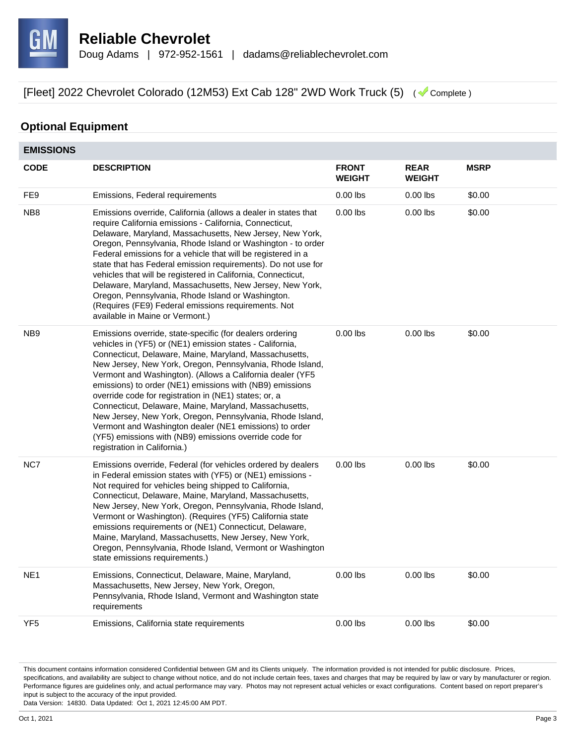# Reliable Chevrolet

Doug Adams | 972-952-1561 | dadams@reliablechevrolet.com

[Fleet] 2022 Chevrolet Colorado (12M53) Ext Cab 128" 2WD Work Truck (5) ( Complete )

## Optional Equipment

### EMISSIONS

| CODE | DESCRIPTION | FRONT WEIGHT | REAR WEIGHT | MSRP |
|---|---|---|---|---|
| FE9 | Emissions, Federal requirements | 0.00 lbs | 0.00 lbs | $0.00 |
| NB8 | Emissions override, California (allows a dealer in states that require California emissions - California, Connecticut, Delaware, Maryland, Massachusetts, New Jersey, New York, Oregon, Pennsylvania, Rhode Island or Washington - to order Federal emissions for a vehicle that will be registered in a state that has Federal emission requirements). Do not use for vehicles that will be registered in California, Connecticut, Delaware, Maryland, Massachusetts, New Jersey, New York, Oregon, Pennsylvania, Rhode Island or Washington. (Requires (FE9) Federal emissions requirements. Not available in Maine or Vermont.) | 0.00 lbs | 0.00 lbs | $0.00 |
| NB9 | Emissions override, state-specific (for dealers ordering vehicles in (YF5) or (NE1) emission states - California, Connecticut, Delaware, Maine, Maryland, Massachusetts, New Jersey, New York, Oregon, Pennsylvania, Rhode Island, Vermont and Washington). (Allows a California dealer (YF5 emissions) to order (NE1) emissions with (NB9) emissions override code for registration in (NE1) states; or, a Connecticut, Delaware, Maine, Maryland, Massachusetts, New Jersey, New York, Oregon, Pennsylvania, Rhode Island, Vermont and Washington dealer (NE1 emissions) to order (YF5) emissions with (NB9) emissions override code for registration in California.) | 0.00 lbs | 0.00 lbs | $0.00 |
| NC7 | Emissions override, Federal (for vehicles ordered by dealers in Federal emission states with (YF5) or (NE1) emissions - Not required for vehicles being shipped to California, Connecticut, Delaware, Maine, Maryland, Massachusetts, New Jersey, New York, Oregon, Pennsylvania, Rhode Island, Vermont or Washington). (Requires (YF5) California state emissions requirements or (NE1) Connecticut, Delaware, Maine, Maryland, Massachusetts, New Jersey, New York, Oregon, Pennsylvania, Rhode Island, Vermont or Washington state emissions requirements.) | 0.00 lbs | 0.00 lbs | $0.00 |
| NE1 | Emissions, Connecticut, Delaware, Maine, Maryland, Massachusetts, New Jersey, New York, Oregon, Pennsylvania, Rhode Island, Vermont and Washington state requirements | 0.00 lbs | 0.00 lbs | $0.00 |
| YF5 | Emissions, California state requirements | 0.00 lbs | 0.00 lbs | $0.00 |

This document contains information considered Confidential between GM and its Clients uniquely. The information provided is not intended for public disclosure. Prices, specifications, and availability are subject to change without notice, and do not include certain fees, taxes and charges that may be required by law or vary by manufacturer or region. Performance figures are guidelines only, and actual performance may vary. Photos may not represent actual vehicles or exact configurations. Content based on report preparer's input is subject to the accuracy of the input provided.
Data Version: 14830. Data Updated: Oct 1, 2021 12:45:00 AM PDT.

Oct 1, 2021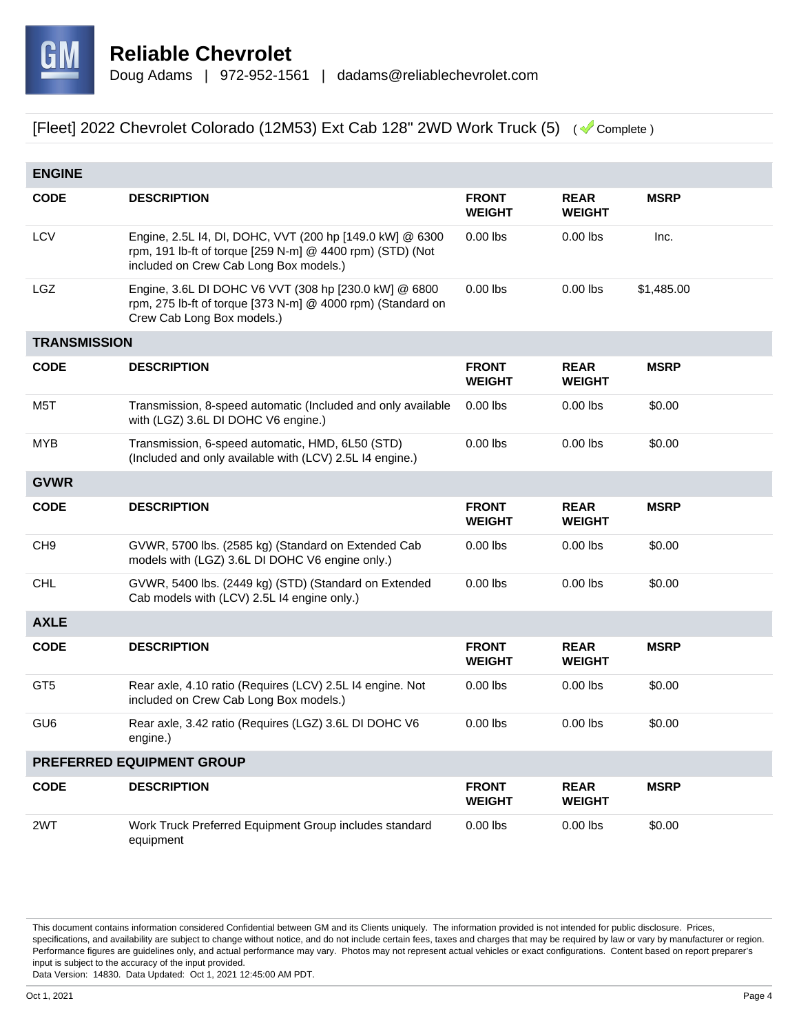# Reliable Chevrolet

Doug Adams | 972-952-1561 | dadams@reliablechevrolet.com

[Fleet] 2022 Chevrolet Colorado (12M53) Ext Cab 128" 2WD Work Truck (5) ( Complete )

## ENGINE

| CODE | DESCRIPTION | FRONT WEIGHT | REAR WEIGHT | MSRP |
|---|---|---|---|---|
| LCV | Engine, 2.5L I4, DI, DOHC, VVT (200 hp [149.0 kW] @ 6300 rpm, 191 lb-ft of torque [259 N-m] @ 4400 rpm) (STD) (Not included on Crew Cab Long Box models.) | 0.00 lbs | 0.00 lbs | Inc. |
| LGZ | Engine, 3.6L DI DOHC V6 VVT (308 hp [230.0 kW] @ 6800 rpm, 275 lb-ft of torque [373 N-m] @ 4000 rpm) (Standard on Crew Cab Long Box models.) | 0.00 lbs | 0.00 lbs | $1,485.00 |

## TRANSMISSION

| CODE | DESCRIPTION | FRONT WEIGHT | REAR WEIGHT | MSRP |
|---|---|---|---|---|
| M5T | Transmission, 8-speed automatic (Included and only available with (LGZ) 3.6L DI DOHC V6 engine.) | 0.00 lbs | 0.00 lbs | $0.00 |
| MYB | Transmission, 6-speed automatic, HMD, 6L50 (STD) (Included and only available with (LCV) 2.5L I4 engine.) | 0.00 lbs | 0.00 lbs | $0.00 |

## GVWR

| CODE | DESCRIPTION | FRONT WEIGHT | REAR WEIGHT | MSRP |
|---|---|---|---|---|
| CH9 | GVWR, 5700 lbs. (2585 kg) (Standard on Extended Cab models with (LGZ) 3.6L DI DOHC V6 engine only.) | 0.00 lbs | 0.00 lbs | $0.00 |
| CHL | GVWR, 5400 lbs. (2449 kg) (STD) (Standard on Extended Cab models with (LCV) 2.5L I4 engine only.) | 0.00 lbs | 0.00 lbs | $0.00 |

## AXLE

| CODE | DESCRIPTION | FRONT WEIGHT | REAR WEIGHT | MSRP |
|---|---|---|---|---|
| GT5 | Rear axle, 4.10 ratio (Requires (LCV) 2.5L I4 engine. Not included on Crew Cab Long Box models.) | 0.00 lbs | 0.00 lbs | $0.00 |
| GU6 | Rear axle, 3.42 ratio (Requires (LGZ) 3.6L DI DOHC V6 engine.) | 0.00 lbs | 0.00 lbs | $0.00 |

## PREFERRED EQUIPMENT GROUP

| CODE | DESCRIPTION | FRONT WEIGHT | REAR WEIGHT | MSRP |
|---|---|---|---|---|
| 2WT | Work Truck Preferred Equipment Group includes standard equipment | 0.00 lbs | 0.00 lbs | $0.00 |

This document contains information considered Confidential between GM and its Clients uniquely. The information provided is not intended for public disclosure. Prices, specifications, and availability are subject to change without notice, and do not include certain fees, taxes and charges that may be required by law or vary by manufacturer or region. Performance figures are guidelines only, and actual performance may vary. Photos may not represent actual vehicles or exact configurations. Content based on report preparer's input is subject to the accuracy of the input provided.
Data Version: 14830. Data Updated: Oct 1, 2021 12:45:00 AM PDT.

Oct 1, 2021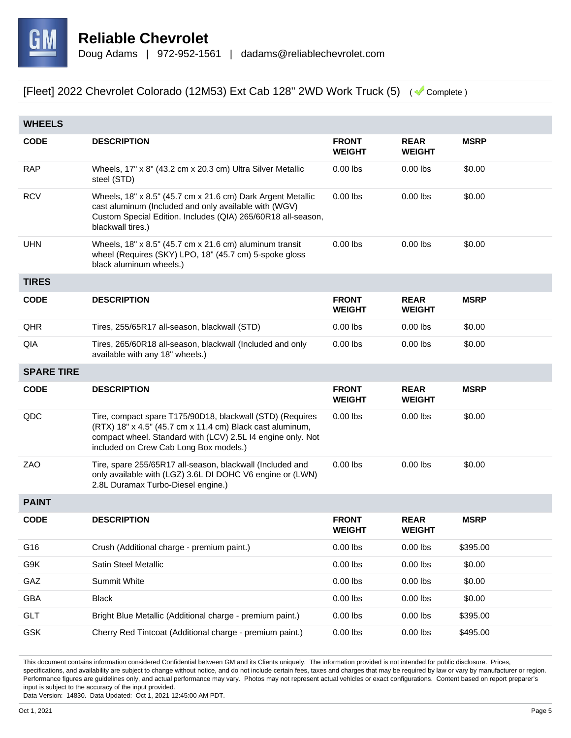# Reliable Chevrolet

Doug Adams | 972-952-1561 | dadams@reliablechevrolet.com

[Fleet] 2022 Chevrolet Colorado (12M53) Ext Cab 128" 2WD Work Truck (5) ( Complete )

## WHEELS

| CODE | DESCRIPTION | FRONT WEIGHT | REAR WEIGHT | MSRP |
|---|---|---|---|---|
| RAP | Wheels, 17" x 8" (43.2 cm x 20.3 cm) Ultra Silver Metallic steel (STD) | 0.00 lbs | 0.00 lbs | $0.00 |
| RCV | Wheels, 18" x 8.5" (45.7 cm x 21.6 cm) Dark Argent Metallic cast aluminum (Included and only available with (WGV) Custom Special Edition. Includes (QIA) 265/60R18 all-season, blackwall tires.) | 0.00 lbs | 0.00 lbs | $0.00 |
| UHN | Wheels, 18" x 8.5" (45.7 cm x 21.6 cm) aluminum transit wheel (Requires (SKY) LPO, 18" (45.7 cm) 5-spoke gloss black aluminum wheels.) | 0.00 lbs | 0.00 lbs | $0.00 |

## TIRES

| CODE | DESCRIPTION | FRONT WEIGHT | REAR WEIGHT | MSRP |
|---|---|---|---|---|
| QHR | Tires, 255/65R17 all-season, blackwall (STD) | 0.00 lbs | 0.00 lbs | $0.00 |
| QIA | Tires, 265/60R18 all-season, blackwall (Included and only available with any 18" wheels.) | 0.00 lbs | 0.00 lbs | $0.00 |

## SPARE TIRE

| CODE | DESCRIPTION | FRONT WEIGHT | REAR WEIGHT | MSRP |
|---|---|---|---|---|
| QDC | Tire, compact spare T175/90D18, blackwall (STD) (Requires (RTX) 18" x 4.5" (45.7 cm x 11.4 cm) Black cast aluminum, compact wheel. Standard with (LCV) 2.5L I4 engine only. Not included on Crew Cab Long Box models.) | 0.00 lbs | 0.00 lbs | $0.00 |
| ZAO | Tire, spare 255/65R17 all-season, blackwall (Included and only available with (LGZ) 3.6L DI DOHC V6 engine or (LWN) 2.8L Duramax Turbo-Diesel engine.) | 0.00 lbs | 0.00 lbs | $0.00 |

## PAINT

| CODE | DESCRIPTION | FRONT WEIGHT | REAR WEIGHT | MSRP |
|---|---|---|---|---|
| G16 | Crush (Additional charge - premium paint.) | 0.00 lbs | 0.00 lbs | $395.00 |
| G9K | Satin Steel Metallic | 0.00 lbs | 0.00 lbs | $0.00 |
| GAZ | Summit White | 0.00 lbs | 0.00 lbs | $0.00 |
| GBA | Black | 0.00 lbs | 0.00 lbs | $0.00 |
| GLT | Bright Blue Metallic (Additional charge - premium paint.) | 0.00 lbs | 0.00 lbs | $395.00 |
| GSK | Cherry Red Tintcoat (Additional charge - premium paint.) | 0.00 lbs | 0.00 lbs | $495.00 |

This document contains information considered Confidential between GM and its Clients uniquely. The information provided is not intended for public disclosure. Prices, specifications, and availability are subject to change without notice, and do not include certain fees, taxes and charges that may be required by law or vary by manufacturer or region. Performance figures are guidelines only, and actual performance may vary. Photos may not represent actual vehicles or exact configurations. Content based on report preparer's input is subject to the accuracy of the input provided.
Data Version: 14830. Data Updated: Oct 1, 2021 12:45:00 AM PDT.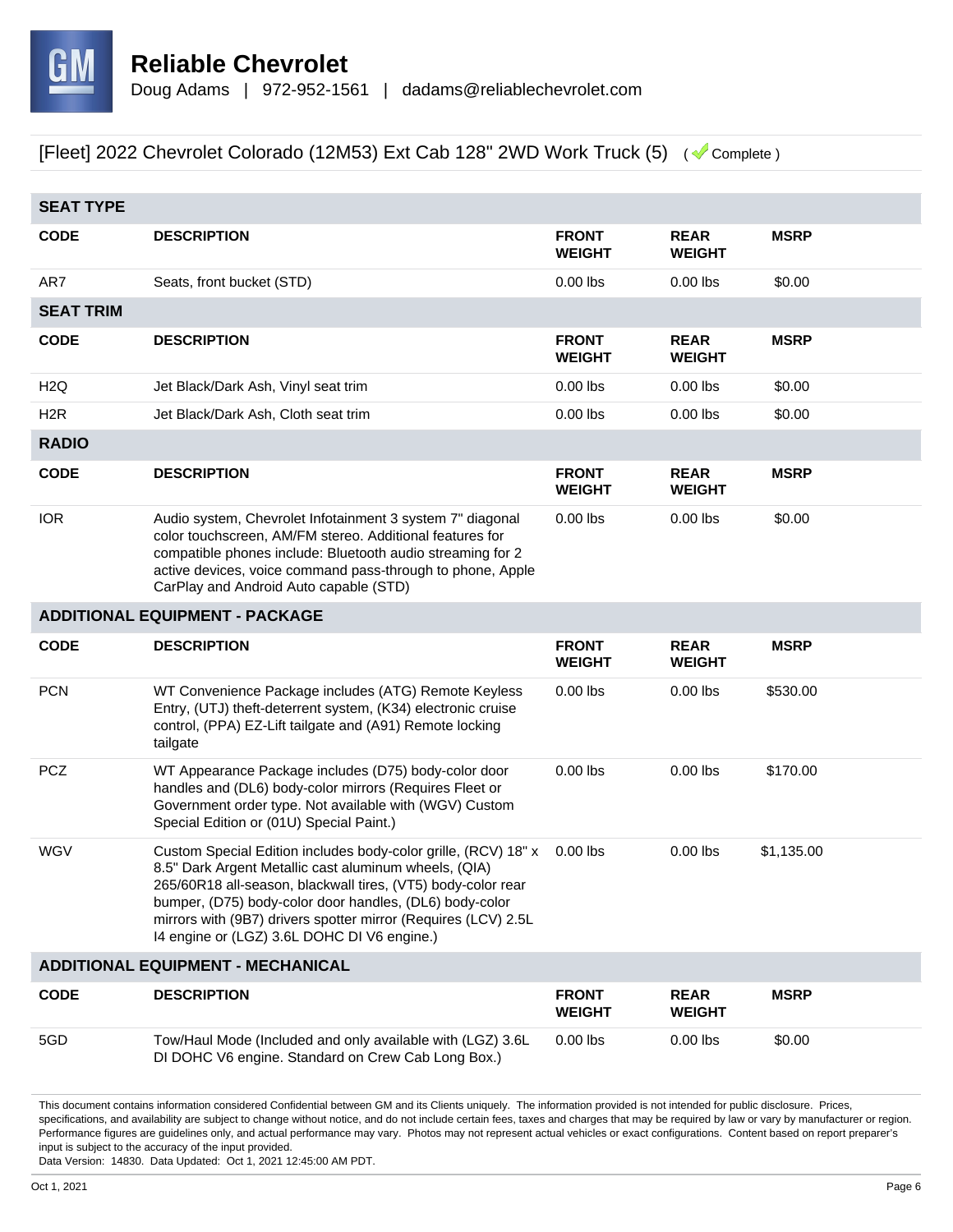**Reliable Chevrolet**
Doug Adams | 972-952-1561 | dadams@reliablechevrolet.com

[Fleet] 2022 Chevrolet Colorado (12M53) Ext Cab 128" 2WD Work Truck (5) ( Complete )

## SEAT TYPE

| CODE | DESCRIPTION | FRONT WEIGHT | REAR WEIGHT | MSRP |
|---|---|---|---|---|
| AR7 | Seats, front bucket (STD) | 0.00 lbs | 0.00 lbs | $0.00 |

## SEAT TRIM

| CODE | DESCRIPTION | FRONT WEIGHT | REAR WEIGHT | MSRP |
|---|---|---|---|---|
| H2Q | Jet Black/Dark Ash, Vinyl seat trim | 0.00 lbs | 0.00 lbs | $0.00 |
| H2R | Jet Black/Dark Ash, Cloth seat trim | 0.00 lbs | 0.00 lbs | $0.00 |

## RADIO

| CODE | DESCRIPTION | FRONT WEIGHT | REAR WEIGHT | MSRP |
|---|---|---|---|---|
| IOR | Audio system, Chevrolet Infotainment 3 system 7" diagonal color touchscreen, AM/FM stereo. Additional features for compatible phones include: Bluetooth audio streaming for 2 active devices, voice command pass-through to phone, Apple CarPlay and Android Auto capable (STD) | 0.00 lbs | 0.00 lbs | $0.00 |

## ADDITIONAL EQUIPMENT - PACKAGE

| CODE | DESCRIPTION | FRONT WEIGHT | REAR WEIGHT | MSRP |
|---|---|---|---|---|
| PCN | WT Convenience Package includes (ATG) Remote Keyless Entry, (UTJ) theft-deterrent system, (K34) electronic cruise control, (PPA) EZ-Lift tailgate and (A91) Remote locking tailgate | 0.00 lbs | 0.00 lbs | $530.00 |
| PCZ | WT Appearance Package includes (D75) body-color door handles and (DL6) body-color mirrors (Requires Fleet or Government order type. Not available with (WGV) Custom Special Edition or (01U) Special Paint.) | 0.00 lbs | 0.00 lbs | $170.00 |
| WGV | Custom Special Edition includes body-color grille, (RCV) 18" x 8.5" Dark Argent Metallic cast aluminum wheels, (QIA) 265/60R18 all-season, blackwall tires, (VT5) body-color rear bumper, (D75) body-color door handles, (DL6) body-color mirrors with (9B7) drivers spotter mirror (Requires (LCV) 2.5L I4 engine or (LGZ) 3.6L DOHC DI V6 engine.) | 0.00 lbs | 0.00 lbs | $1,135.00 |

## ADDITIONAL EQUIPMENT - MECHANICAL

| CODE | DESCRIPTION | FRONT WEIGHT | REAR WEIGHT | MSRP |
|---|---|---|---|---|
| 5GD | Tow/Haul Mode (Included and only available with (LGZ) 3.6L DI DOHC V6 engine. Standard on Crew Cab Long Box.) | 0.00 lbs | 0.00 lbs | $0.00 |

This document contains information considered Confidential between GM and its Clients uniquely. The information provided is not intended for public disclosure. Prices, specifications, and availability are subject to change without notice, and do not include certain fees, taxes and charges that may be required by law or vary by manufacturer or region. Performance figures are guidelines only, and actual performance may vary. Photos may not represent actual vehicles or exact configurations. Content based on report preparer's input is subject to the accuracy of the input provided.
Data Version: 14830. Data Updated: Oct 1, 2021 12:45:00 AM PDT.

Oct 1, 2021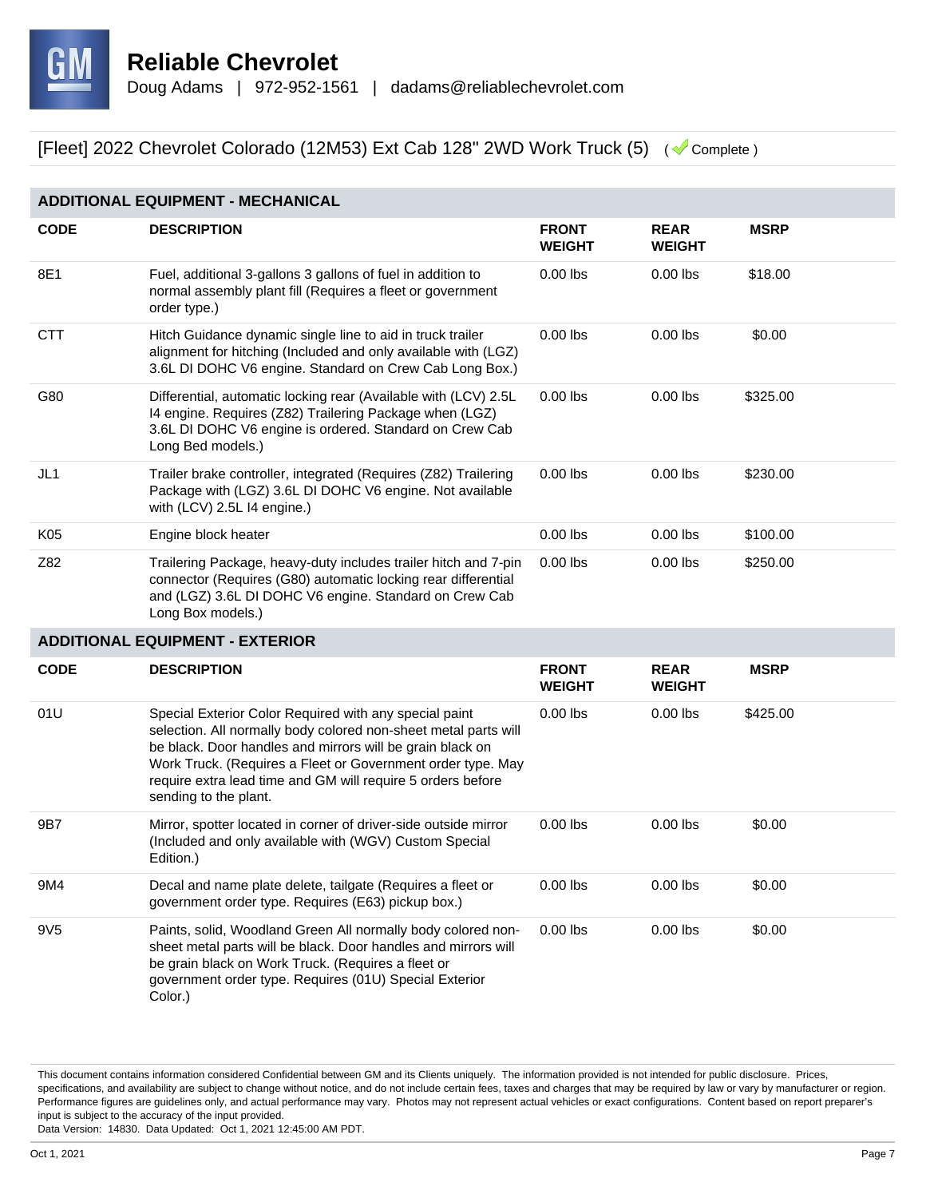# Reliable Chevrolet

Doug Adams | 972-952-1561 | dadams@reliablechevrolet.com

[Fleet] 2022 Chevrolet Colorado (12M53) Ext Cab 128" 2WD Work Truck (5) ( Complete )

## ADDITIONAL EQUIPMENT - MECHANICAL

| CODE | DESCRIPTION | FRONT WEIGHT | REAR WEIGHT | MSRP |
|---|---|---|---|---|
| 8E1 | Fuel, additional 3-gallons 3 gallons of fuel in addition to normal assembly plant fill (Requires a fleet or government order type.) | 0.00 lbs | 0.00 lbs | $18.00 |
| CTT | Hitch Guidance dynamic single line to aid in truck trailer alignment for hitching (Included and only available with (LGZ) 3.6L DI DOHC V6 engine. Standard on Crew Cab Long Box.) | 0.00 lbs | 0.00 lbs | $0.00 |
| G80 | Differential, automatic locking rear (Available with (LCV) 2.5L I4 engine. Requires (Z82) Trailering Package when (LGZ) 3.6L DI DOHC V6 engine is ordered. Standard on Crew Cab Long Bed models.) | 0.00 lbs | 0.00 lbs | $325.00 |
| JL1 | Trailer brake controller, integrated (Requires (Z82) Trailering Package with (LGZ) 3.6L DI DOHC V6 engine. Not available with (LCV) 2.5L I4 engine.) | 0.00 lbs | 0.00 lbs | $230.00 |
| K05 | Engine block heater | 0.00 lbs | 0.00 lbs | $100.00 |
| Z82 | Trailering Package, heavy-duty includes trailer hitch and 7-pin connector (Requires (G80) automatic locking rear differential and (LGZ) 3.6L DI DOHC V6 engine. Standard on Crew Cab Long Box models.) | 0.00 lbs | 0.00 lbs | $250.00 |

## ADDITIONAL EQUIPMENT - EXTERIOR

| CODE | DESCRIPTION | FRONT WEIGHT | REAR WEIGHT | MSRP |
|---|---|---|---|---|
| 01U | Special Exterior Color Required with any special paint selection. All normally body colored non-sheet metal parts will be black. Door handles and mirrors will be grain black on Work Truck. (Requires a Fleet or Government order type. May require extra lead time and GM will require 5 orders before sending to the plant. | 0.00 lbs | 0.00 lbs | $425.00 |
| 9B7 | Mirror, spotter located in corner of driver-side outside mirror (Included and only available with (WGV) Custom Special Edition.) | 0.00 lbs | 0.00 lbs | $0.00 |
| 9M4 | Decal and name plate delete, tailgate (Requires a fleet or government order type. Requires (E63) pickup box.) | 0.00 lbs | 0.00 lbs | $0.00 |
| 9V5 | Paints, solid, Woodland Green All normally body colored non-sheet metal parts will be black. Door handles and mirrors will be grain black on Work Truck. (Requires a fleet or government order type. Requires (01U) Special Exterior Color.) | 0.00 lbs | 0.00 lbs | $0.00 |

This document contains information considered Confidential between GM and its Clients uniquely. The information provided is not intended for public disclosure. Prices, specifications, and availability are subject to change without notice, and do not include certain fees, taxes and charges that may be required by law or vary by manufacturer or region. Performance figures are guidelines only, and actual performance may vary. Photos may not represent actual vehicles or exact configurations. Content based on report preparer's input is subject to the accuracy of the input provided.
Data Version: 14830. Data Updated: Oct 1, 2021 12:45:00 AM PDT.

Oct 1, 2021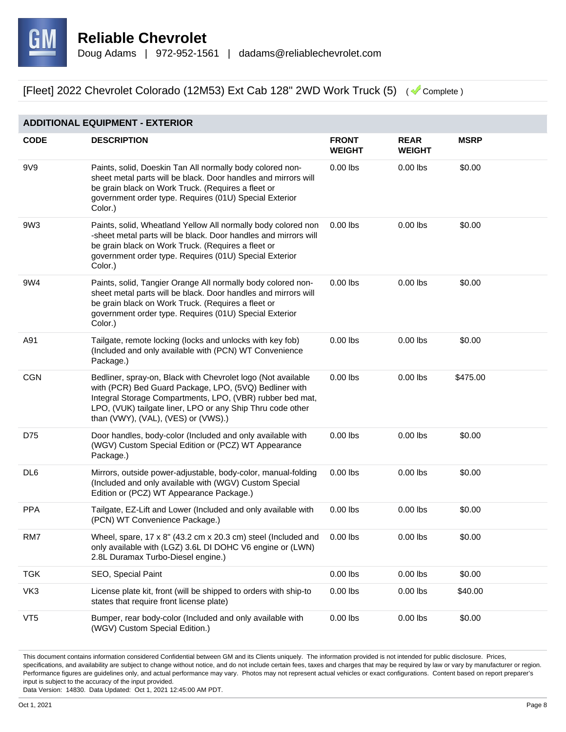**Reliable Chevrolet**
Doug Adams | 972-952-1561 | dadams@reliablechevrolet.com

[Fleet] 2022 Chevrolet Colorado (12M53) Ext Cab 128" 2WD Work Truck (5) ( Complete )

## ADDITIONAL EQUIPMENT - EXTERIOR

| CODE | DESCRIPTION | FRONT WEIGHT | REAR WEIGHT | MSRP |
|---|---|---|---|---|
| 9V9 | Paints, solid, Doeskin Tan All normally body colored non-sheet metal parts will be black. Door handles and mirrors will be grain black on Work Truck. (Requires a fleet or government order type. Requires (01U) Special Exterior Color.) | 0.00 lbs | 0.00 lbs | $0.00 |
| 9W3 | Paints, solid, Wheatland Yellow All normally body colored non-sheet metal parts will be black. Door handles and mirrors will be grain black on Work Truck. (Requires a fleet or government order type. Requires (01U) Special Exterior Color.) | 0.00 lbs | 0.00 lbs | $0.00 |
| 9W4 | Paints, solid, Tangier Orange All normally body colored non-sheet metal parts will be black. Door handles and mirrors will be grain black on Work Truck. (Requires a fleet or government order type. Requires (01U) Special Exterior Color.) | 0.00 lbs | 0.00 lbs | $0.00 |
| A91 | Tailgate, remote locking (locks and unlocks with key fob) (Included and only available with (PCN) WT Convenience Package.) | 0.00 lbs | 0.00 lbs | $0.00 |
| CGN | Bedliner, spray-on, Black with Chevrolet logo (Not available with (PCR) Bed Guard Package, LPO, (5VQ) Bedliner with Integral Storage Compartments, LPO, (VBR) rubber bed mat, LPO, (VUK) tailgate liner, LPO or any Ship Thru code other than (VWY), (VAL), (VES) or (VWS).) | 0.00 lbs | 0.00 lbs | $475.00 |
| D75 | Door handles, body-color (Included and only available with (WGV) Custom Special Edition or (PCZ) WT Appearance Package.) | 0.00 lbs | 0.00 lbs | $0.00 |
| DL6 | Mirrors, outside power-adjustable, body-color, manual-folding (Included and only available with (WGV) Custom Special Edition or (PCZ) WT Appearance Package.) | 0.00 lbs | 0.00 lbs | $0.00 |
| PPA | Tailgate, EZ-Lift and Lower (Included and only available with (PCN) WT Convenience Package.) | 0.00 lbs | 0.00 lbs | $0.00 |
| RM7 | Wheel, spare, 17 x 8" (43.2 cm x 20.3 cm) steel (Included and only available with (LGZ) 3.6L DI DOHC V6 engine or (LWN) 2.8L Duramax Turbo-Diesel engine.) | 0.00 lbs | 0.00 lbs | $0.00 |
| TGK | SEO, Special Paint | 0.00 lbs | 0.00 lbs | $0.00 |
| VK3 | License plate kit, front (will be shipped to orders with ship-to states that require front license plate) | 0.00 lbs | 0.00 lbs | $40.00 |
| VT5 | Bumper, rear body-color (Included and only available with (WGV) Custom Special Edition.) | 0.00 lbs | 0.00 lbs | $0.00 |

This document contains information considered Confidential between GM and its Clients uniquely. The information provided is not intended for public disclosure. Prices, specifications, and availability are subject to change without notice, and do not include certain fees, taxes and charges that may be required by law or vary by manufacturer or region. Performance figures are guidelines only, and actual performance may vary. Photos may not represent actual vehicles or exact configurations. Content based on report preparer's input is subject to the accuracy of the input provided.
Data Version: 14830. Data Updated: Oct 1, 2021 12:45:00 AM PDT.

Oct 1, 2021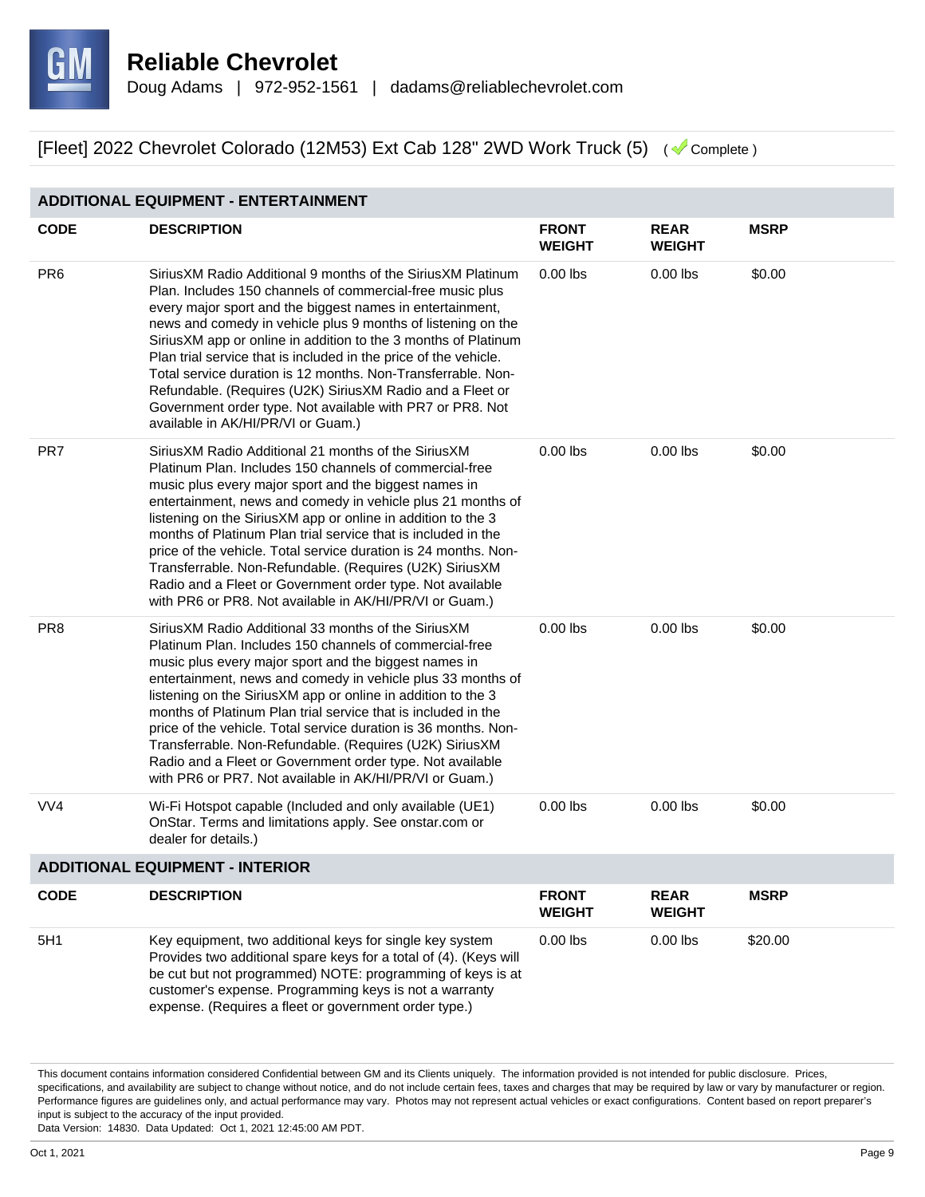# Reliable Chevrolet

Doug Adams | 972-952-1561 | dadams@reliablechevrolet.com

[Fleet] 2022 Chevrolet Colorado (12M53) Ext Cab 128" 2WD Work Truck (5) ( Complete )

## ADDITIONAL EQUIPMENT - ENTERTAINMENT

| CODE | DESCRIPTION | FRONT WEIGHT | REAR WEIGHT | MSRP |
|---|---|---|---|---|
| PR6 | SiriusXM Radio Additional 9 months of the SiriusXM Platinum Plan. Includes 150 channels of commercial-free music plus every major sport and the biggest names in entertainment, news and comedy in vehicle plus 9 months of listening on the SiriusXM app or online in addition to the 3 months of Platinum Plan trial service that is included in the price of the vehicle. Total service duration is 12 months. Non-Transferrable. Non-Refundable. (Requires (U2K) SiriusXM Radio and a Fleet or Government order type. Not available with PR7 or PR8. Not available in AK/HI/PR/VI or Guam.) | 0.00 lbs | 0.00 lbs | $0.00 |
| PR7 | SiriusXM Radio Additional 21 months of the SiriusXM Platinum Plan. Includes 150 channels of commercial-free music plus every major sport and the biggest names in entertainment, news and comedy in vehicle plus 21 months of listening on the SiriusXM app or online in addition to the 3 months of Platinum Plan trial service that is included in the price of the vehicle. Total service duration is 24 months. Non-Transferrable. Non-Refundable. (Requires (U2K) SiriusXM Radio and a Fleet or Government order type. Not available with PR6 or PR8. Not available in AK/HI/PR/VI or Guam.) | 0.00 lbs | 0.00 lbs | $0.00 |
| PR8 | SiriusXM Radio Additional 33 months of the SiriusXM Platinum Plan. Includes 150 channels of commercial-free music plus every major sport and the biggest names in entertainment, news and comedy in vehicle plus 33 months of listening on the SiriusXM app or online in addition to the 3 months of Platinum Plan trial service that is included in the price of the vehicle. Total service duration is 36 months. Non-Transferrable. Non-Refundable. (Requires (U2K) SiriusXM Radio and a Fleet or Government order type. Not available with PR6 or PR7. Not available in AK/HI/PR/VI or Guam.) | 0.00 lbs | 0.00 lbs | $0.00 |
| VV4 | Wi-Fi Hotspot capable (Included and only available (UE1) OnStar. Terms and limitations apply. See onstar.com or dealer for details.) | 0.00 lbs | 0.00 lbs | $0.00 |

## ADDITIONAL EQUIPMENT - INTERIOR

| CODE | DESCRIPTION | FRONT WEIGHT | REAR WEIGHT | MSRP |
|---|---|---|---|---|
| 5H1 | Key equipment, two additional keys for single key system Provides two additional spare keys for a total of (4). (Keys will be cut but not programmed) NOTE: programming of keys is at customer's expense. Programming keys is not a warranty expense. (Requires a fleet or government order type.) | 0.00 lbs | 0.00 lbs | $20.00 |

This document contains information considered Confidential between GM and its Clients uniquely. The information provided is not intended for public disclosure. Prices, specifications, and availability are subject to change without notice, and do not include certain fees, taxes and charges that may be required by law or vary by manufacturer or region. Performance figures are guidelines only, and actual performance may vary. Photos may not represent actual vehicles or exact configurations. Content based on report preparer's input is subject to the accuracy of the input provided.
Data Version: 14830. Data Updated: Oct 1, 2021 12:45:00 AM PDT.

Oct 1, 2021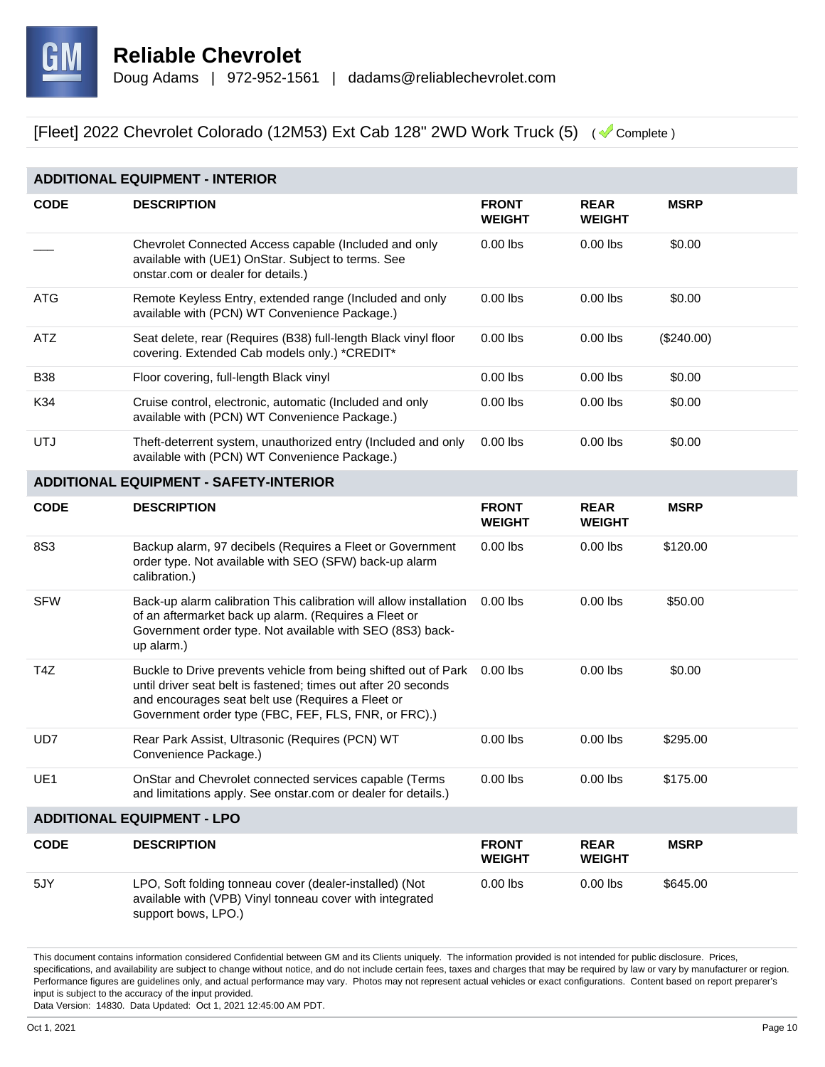# Reliable Chevrolet

Doug Adams | 972-952-1561 | dadams@reliablechevrolet.com

## [Fleet] 2022 Chevrolet Colorado (12M53) Ext Cab 128" 2WD Work Truck (5) ( Complete )

### ADDITIONAL EQUIPMENT - INTERIOR

| CODE | DESCRIPTION | FRONT WEIGHT | REAR WEIGHT | MSRP |
|---|---|---|---|---|
| ___ | Chevrolet Connected Access capable (Included and only available with (UE1) OnStar. Subject to terms. See onstar.com or dealer for details.) | 0.00 lbs | 0.00 lbs | $0.00 |
| ATG | Remote Keyless Entry, extended range (Included and only available with (PCN) WT Convenience Package.) | 0.00 lbs | 0.00 lbs | $0.00 |
| ATZ | Seat delete, rear (Requires (B38) full-length Black vinyl floor covering. Extended Cab models only.) *CREDIT* | 0.00 lbs | 0.00 lbs | ($240.00) |
| B38 | Floor covering, full-length Black vinyl | 0.00 lbs | 0.00 lbs | $0.00 |
| K34 | Cruise control, electronic, automatic (Included and only available with (PCN) WT Convenience Package.) | 0.00 lbs | 0.00 lbs | $0.00 |
| UTJ | Theft-deterrent system, unauthorized entry (Included and only available with (PCN) WT Convenience Package.) | 0.00 lbs | 0.00 lbs | $0.00 |

### ADDITIONAL EQUIPMENT - SAFETY-INTERIOR

| CODE | DESCRIPTION | FRONT WEIGHT | REAR WEIGHT | MSRP |
|---|---|---|---|---|
| 8S3 | Backup alarm, 97 decibels (Requires a Fleet or Government order type. Not available with SEO (SFW) back-up alarm calibration.) | 0.00 lbs | 0.00 lbs | $120.00 |
| SFW | Back-up alarm calibration This calibration will allow installation of an aftermarket back up alarm. (Requires a Fleet or Government order type. Not available with SEO (8S3) back-up alarm.) | 0.00 lbs | 0.00 lbs | $50.00 |
| T4Z | Buckle to Drive prevents vehicle from being shifted out of Park until driver seat belt is fastened; times out after 20 seconds and encourages seat belt use (Requires a Fleet or Government order type (FBC, FEF, FLS, FNR, or FRC).) | 0.00 lbs | 0.00 lbs | $0.00 |
| UD7 | Rear Park Assist, Ultrasonic (Requires (PCN) WT Convenience Package.) | 0.00 lbs | 0.00 lbs | $295.00 |
| UE1 | OnStar and Chevrolet connected services capable (Terms and limitations apply. See onstar.com or dealer for details.) | 0.00 lbs | 0.00 lbs | $175.00 |

### ADDITIONAL EQUIPMENT - LPO

| CODE | DESCRIPTION | FRONT WEIGHT | REAR WEIGHT | MSRP |
|---|---|---|---|---|
| 5JY | LPO, Soft folding tonneau cover (dealer-installed) (Not available with (VPB) Vinyl tonneau cover with integrated support bows, LPO.) | 0.00 lbs | 0.00 lbs | $645.00 |

This document contains information considered Confidential between GM and its Clients uniquely. The information provided is not intended for public disclosure. Prices, specifications, and availability are subject to change without notice, and do not include certain fees, taxes and charges that may be required by law or vary by manufacturer or region. Performance figures are guidelines only, and actual performance may vary. Photos may not represent actual vehicles or exact configurations. Content based on report preparer's input is subject to the accuracy of the input provided.
Data Version: 14830. Data Updated: Oct 1, 2021 12:45:00 AM PDT.

Oct 1, 2021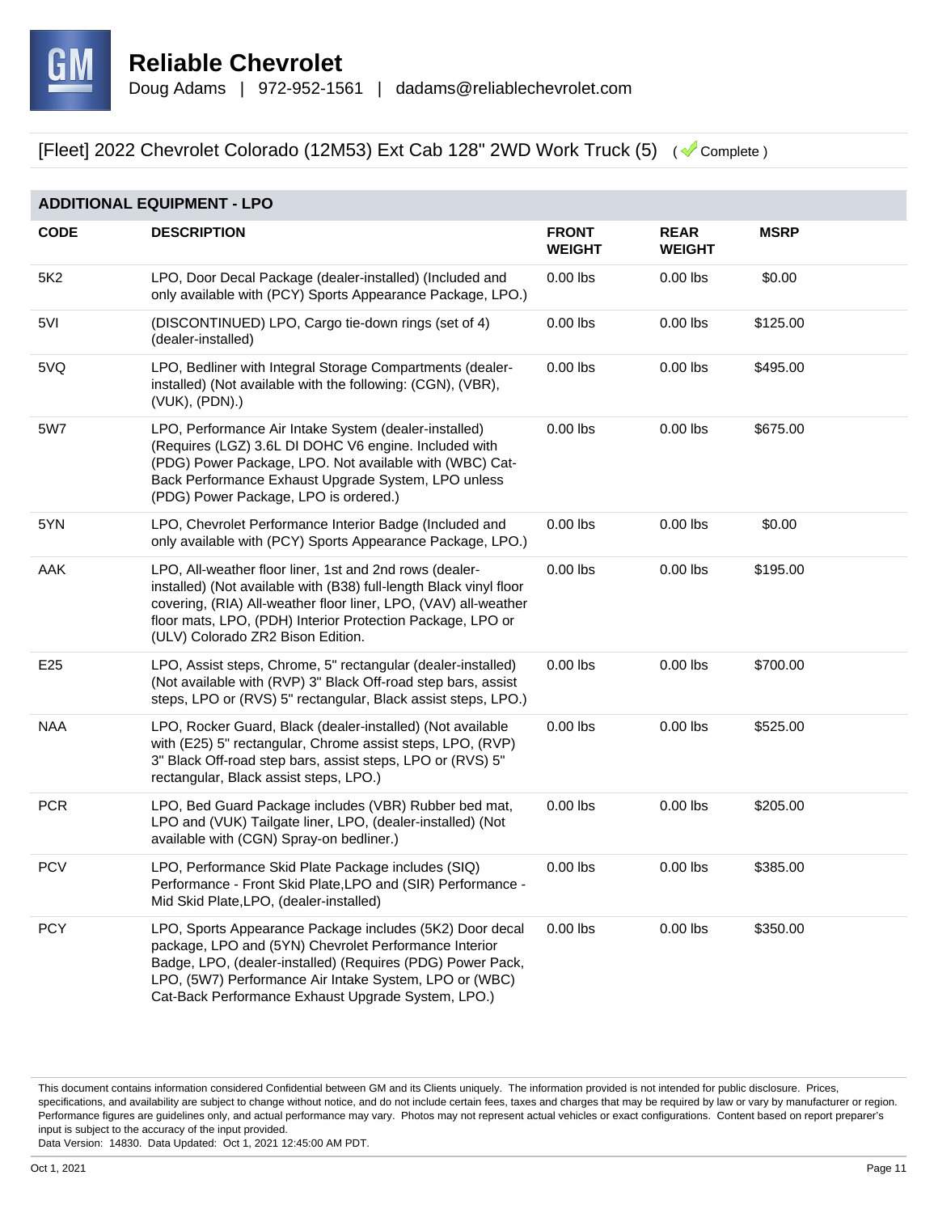# Reliable Chevrolet

Doug Adams | 972-952-1561 | dadams@reliablechevrolet.com

[Fleet] 2022 Chevrolet Colorado (12M53) Ext Cab 128" 2WD Work Truck (5) ( Complete )

## ADDITIONAL EQUIPMENT - LPO

| CODE | DESCRIPTION | FRONT WEIGHT | REAR WEIGHT | MSRP |
|---|---|---|---|---|
| 5K2 | LPO, Door Decal Package (dealer-installed) (Included and only available with (PCY) Sports Appearance Package, LPO.) | 0.00 lbs | 0.00 lbs | $0.00 |
| 5VI | (DISCONTINUED) LPO, Cargo tie-down rings (set of 4) (dealer-installed) | 0.00 lbs | 0.00 lbs | $125.00 |
| 5VQ | LPO, Bedliner with Integral Storage Compartments (dealer-installed) (Not available with the following: (CGN), (VBR), (VUK), (PDN).) | 0.00 lbs | 0.00 lbs | $495.00 |
| 5W7 | LPO, Performance Air Intake System (dealer-installed) (Requires (LGZ) 3.6L DI DOHC V6 engine. Included with (PDG) Power Package, LPO. Not available with (WBC) Cat-Back Performance Exhaust Upgrade System, LPO unless (PDG) Power Package, LPO is ordered.) | 0.00 lbs | 0.00 lbs | $675.00 |
| 5YN | LPO, Chevrolet Performance Interior Badge (Included and only available with (PCY) Sports Appearance Package, LPO.) | 0.00 lbs | 0.00 lbs | $0.00 |
| AAK | LPO, All-weather floor liner, 1st and 2nd rows (dealer-installed) (Not available with (B38) full-length Black vinyl floor covering, (RIA) All-weather floor liner, LPO, (VAV) all-weather floor mats, LPO, (PDH) Interior Protection Package, LPO or (ULV) Colorado ZR2 Bison Edition. | 0.00 lbs | 0.00 lbs | $195.00 |
| E25 | LPO, Assist steps, Chrome, 5" rectangular (dealer-installed) (Not available with (RVP) 3" Black Off-road step bars, assist steps, LPO or (RVS) 5" rectangular, Black assist steps, LPO.) | 0.00 lbs | 0.00 lbs | $700.00 |
| NAA | LPO, Rocker Guard, Black (dealer-installed) (Not available with (E25) 5" rectangular, Chrome assist steps, LPO, (RVP) 3" Black Off-road step bars, assist steps, LPO or (RVS) 5" rectangular, Black assist steps, LPO.) | 0.00 lbs | 0.00 lbs | $525.00 |
| PCR | LPO, Bed Guard Package includes (VBR) Rubber bed mat, LPO and (VUK) Tailgate liner, LPO, (dealer-installed) (Not available with (CGN) Spray-on bedliner.) | 0.00 lbs | 0.00 lbs | $205.00 |
| PCV | LPO, Performance Skid Plate Package includes (SIQ) Performance - Front Skid Plate,LPO and (SIR) Performance - Mid Skid Plate,LPO, (dealer-installed) | 0.00 lbs | 0.00 lbs | $385.00 |
| PCY | LPO, Sports Appearance Package includes (5K2) Door decal package, LPO and (5YN) Chevrolet Performance Interior Badge, LPO, (dealer-installed) (Requires (PDG) Power Pack, LPO, (5W7) Performance Air Intake System, LPO or (WBC) Cat-Back Performance Exhaust Upgrade System, LPO.) | 0.00 lbs | 0.00 lbs | $350.00 |

This document contains information considered Confidential between GM and its Clients uniquely. The information provided is not intended for public disclosure. Prices, specifications, and availability are subject to change without notice, and do not include certain fees, taxes and charges that may be required by law or vary by manufacturer or region. Performance figures are guidelines only, and actual performance may vary. Photos may not represent actual vehicles or exact configurations. Content based on report preparer's input is subject to the accuracy of the input provided.
Data Version: 14830. Data Updated: Oct 1, 2021 12:45:00 AM PDT.

Oct 1, 2021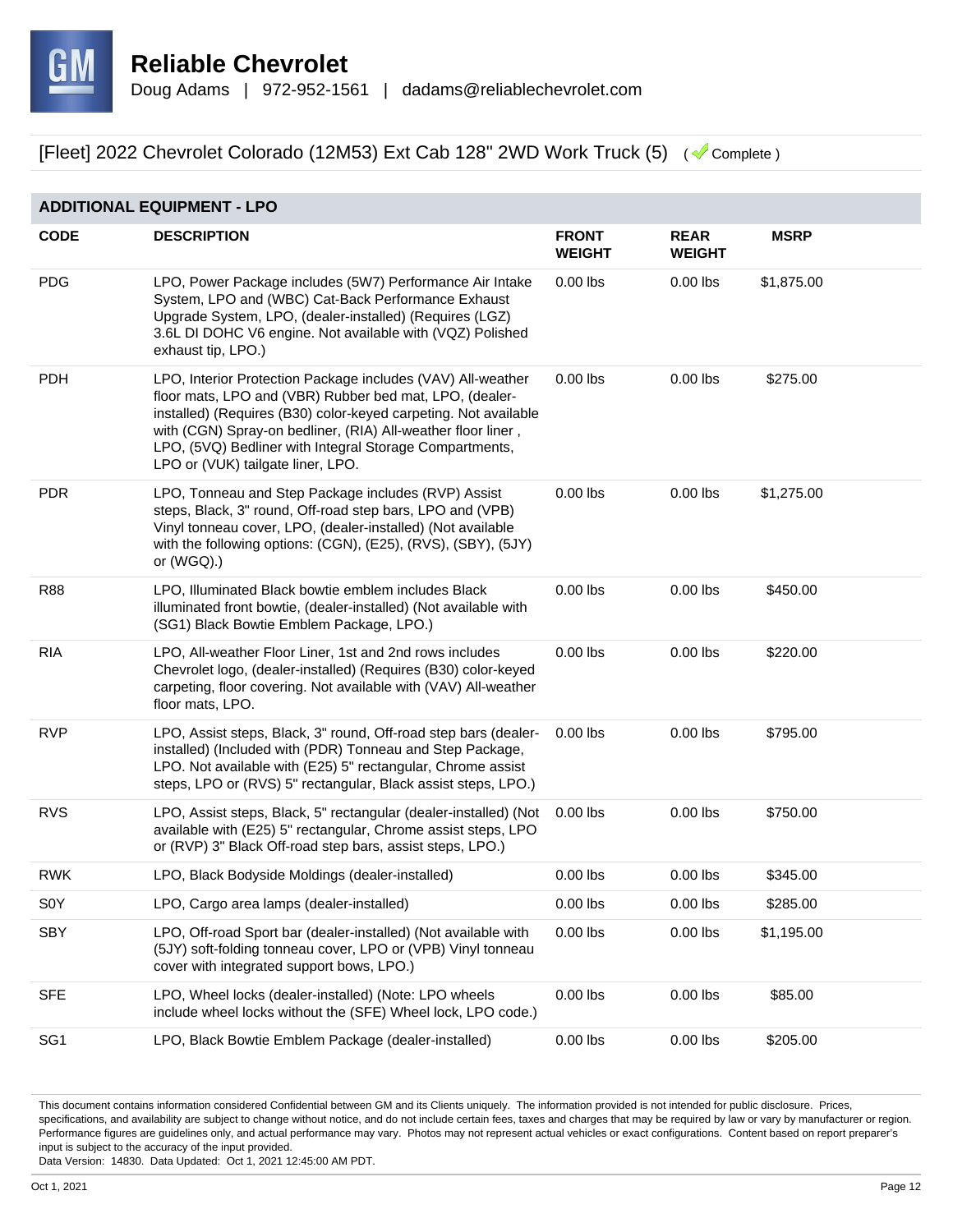# Reliable Chevrolet

Doug Adams | 972-952-1561 | dadams@reliablechevrolet.com

## [Fleet] 2022 Chevrolet Colorado (12M53) Ext Cab 128" 2WD Work Truck (5) ( Complete )

### ADDITIONAL EQUIPMENT - LPO

| CODE | DESCRIPTION | FRONT WEIGHT | REAR WEIGHT | MSRP |
|---|---|---|---|---|
| PDG | LPO, Power Package includes (5W7) Performance Air Intake System, LPO and (WBC) Cat-Back Performance Exhaust Upgrade System, LPO, (dealer-installed) (Requires (LGZ) 3.6L DI DOHC V6 engine. Not available with (VQZ) Polished exhaust tip, LPO.) | 0.00 lbs | 0.00 lbs | $1,875.00 |
| PDH | LPO, Interior Protection Package includes (VAV) All-weather floor mats, LPO and (VBR) Rubber bed mat, LPO, (dealer-installed) (Requires (B30) color-keyed carpeting. Not available with (CGN) Spray-on bedliner, (RIA) All-weather floor liner , LPO, (5VQ) Bedliner with Integral Storage Compartments, LPO or (VUK) tailgate liner, LPO. | 0.00 lbs | 0.00 lbs | $275.00 |
| PDR | LPO, Tonneau and Step Package includes (RVP) Assist steps, Black, 3" round, Off-road step bars, LPO and (VPB) Vinyl tonneau cover, LPO, (dealer-installed) (Not available with the following options: (CGN), (E25), (RVS), (SBY), (5JY) or (WGQ).) | 0.00 lbs | 0.00 lbs | $1,275.00 |
| R88 | LPO, Illuminated Black bowtie emblem includes Black illuminated front bowtie, (dealer-installed) (Not available with (SG1) Black Bowtie Emblem Package, LPO.) | 0.00 lbs | 0.00 lbs | $450.00 |
| RIA | LPO, All-weather Floor Liner, 1st and 2nd rows includes Chevrolet logo, (dealer-installed) (Requires (B30) color-keyed carpeting, floor covering. Not available with (VAV) All-weather floor mats, LPO. | 0.00 lbs | 0.00 lbs | $220.00 |
| RVP | LPO, Assist steps, Black, 3" round, Off-road step bars (dealer-installed) (Included with (PDR) Tonneau and Step Package, LPO. Not available with (E25) 5" rectangular, Chrome assist steps, LPO or (RVS) 5" rectangular, Black assist steps, LPO.) | 0.00 lbs | 0.00 lbs | $795.00 |
| RVS | LPO, Assist steps, Black, 5" rectangular (dealer-installed) (Not available with (E25) 5" rectangular, Chrome assist steps, LPO or (RVP) 3" Black Off-road step bars, assist steps, LPO.) | 0.00 lbs | 0.00 lbs | $750.00 |
| RWK | LPO, Black Bodyside Moldings (dealer-installed) | 0.00 lbs | 0.00 lbs | $345.00 |
| S0Y | LPO, Cargo area lamps (dealer-installed) | 0.00 lbs | 0.00 lbs | $285.00 |
| SBY | LPO, Off-road Sport bar (dealer-installed) (Not available with (5JY) soft-folding tonneau cover, LPO or (VPB) Vinyl tonneau cover with integrated support bows, LPO.) | 0.00 lbs | 0.00 lbs | $1,195.00 |
| SFE | LPO, Wheel locks (dealer-installed) (Note: LPO wheels include wheel locks without the (SFE) Wheel lock, LPO code.) | 0.00 lbs | 0.00 lbs | $85.00 |
| SG1 | LPO, Black Bowtie Emblem Package (dealer-installed) | 0.00 lbs | 0.00 lbs | $205.00 |

This document contains information considered Confidential between GM and its Clients uniquely. The information provided is not intended for public disclosure. Prices, specifications, and availability are subject to change without notice, and do not include certain fees, taxes and charges that may be required by law or vary by manufacturer or region. Performance figures are guidelines only, and actual performance may vary. Photos may not represent actual vehicles or exact configurations. Content based on report preparer's input is subject to the accuracy of the input provided.
Data Version: 14830. Data Updated: Oct 1, 2021 12:45:00 AM PDT.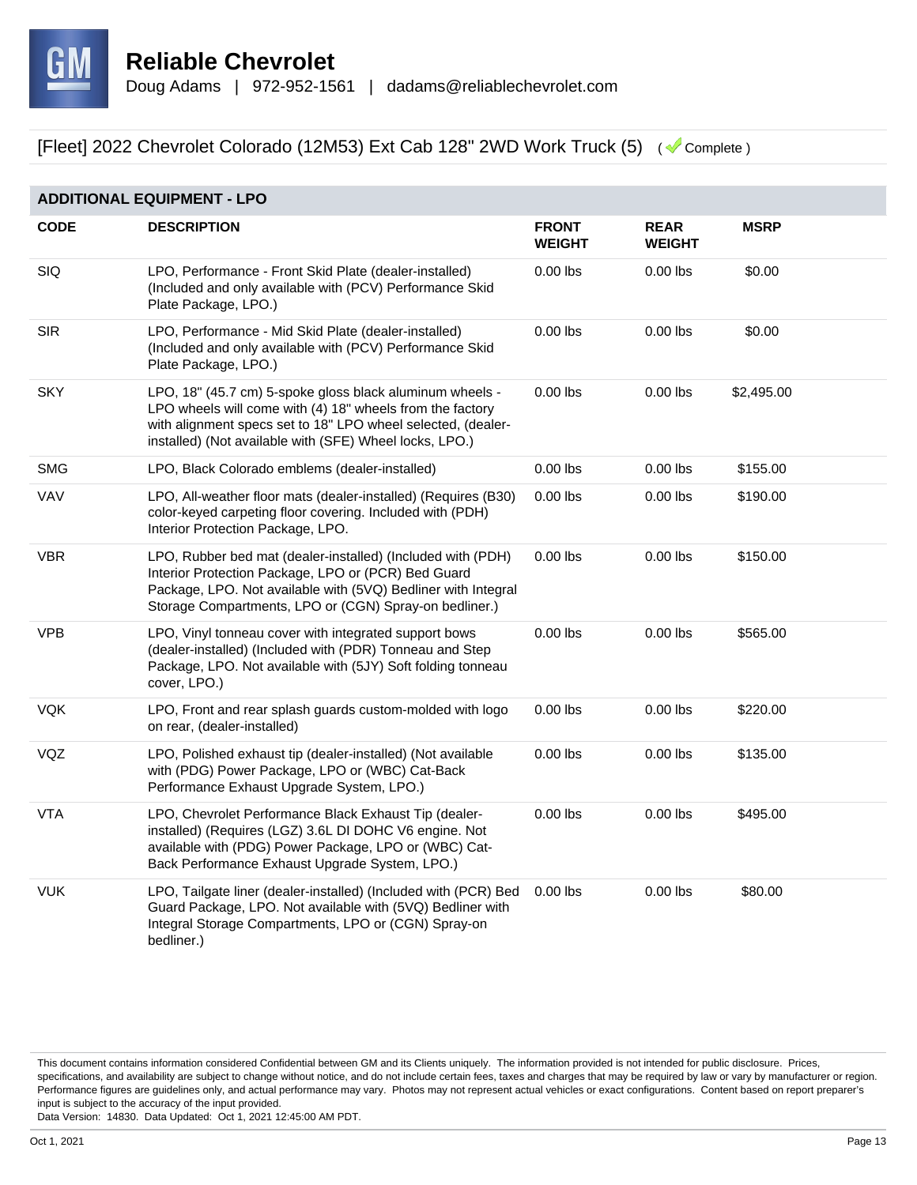# Reliable Chevrolet

Doug Adams | 972-952-1561 | dadams@reliablechevrolet.com

[Fleet] 2022 Chevrolet Colorado (12M53) Ext Cab 128" 2WD Work Truck (5) ( Complete )

## ADDITIONAL EQUIPMENT - LPO

| CODE | DESCRIPTION | FRONT WEIGHT | REAR WEIGHT | MSRP |
|---|---|---|---|---|
| SIQ | LPO, Performance - Front Skid Plate (dealer-installed) (Included and only available with (PCV) Performance Skid Plate Package, LPO.) | 0.00 lbs | 0.00 lbs | $0.00 |
| SIR | LPO, Performance - Mid Skid Plate (dealer-installed) (Included and only available with (PCV) Performance Skid Plate Package, LPO.) | 0.00 lbs | 0.00 lbs | $0.00 |
| SKY | LPO, 18" (45.7 cm) 5-spoke gloss black aluminum wheels - LPO wheels will come with (4) 18" wheels from the factory with alignment specs set to 18" LPO wheel selected, (dealer-installed) (Not available with (SFE) Wheel locks, LPO.) | 0.00 lbs | 0.00 lbs | $2,495.00 |
| SMG | LPO, Black Colorado emblems (dealer-installed) | 0.00 lbs | 0.00 lbs | $155.00 |
| VAV | LPO, All-weather floor mats (dealer-installed) (Requires (B30) color-keyed carpeting floor covering. Included with (PDH) Interior Protection Package, LPO. | 0.00 lbs | 0.00 lbs | $190.00 |
| VBR | LPO, Rubber bed mat (dealer-installed) (Included with (PDH) Interior Protection Package, LPO or (PCR) Bed Guard Package, LPO. Not available with (5VQ) Bedliner with Integral Storage Compartments, LPO or (CGN) Spray-on bedliner.) | 0.00 lbs | 0.00 lbs | $150.00 |
| VPB | LPO, Vinyl tonneau cover with integrated support bows (dealer-installed) (Included with (PDR) Tonneau and Step Package, LPO. Not available with (5JY) Soft folding tonneau cover, LPO.) | 0.00 lbs | 0.00 lbs | $565.00 |
| VQK | LPO, Front and rear splash guards custom-molded with logo on rear, (dealer-installed) | 0.00 lbs | 0.00 lbs | $220.00 |
| VQZ | LPO, Polished exhaust tip (dealer-installed) (Not available with (PDG) Power Package, LPO or (WBC) Cat-Back Performance Exhaust Upgrade System, LPO.) | 0.00 lbs | 0.00 lbs | $135.00 |
| VTA | LPO, Chevrolet Performance Black Exhaust Tip (dealer-installed) (Requires (LGZ) 3.6L DI DOHC V6 engine. Not available with (PDG) Power Package, LPO or (WBC) Cat-Back Performance Exhaust Upgrade System, LPO.) | 0.00 lbs | 0.00 lbs | $495.00 |
| VUK | LPO, Tailgate liner (dealer-installed) (Included with (PCR) Bed Guard Package, LPO. Not available with (5VQ) Bedliner with Integral Storage Compartments, LPO or (CGN) Spray-on bedliner.) | 0.00 lbs | 0.00 lbs | $80.00 |

This document contains information considered Confidential between GM and its Clients uniquely. The information provided is not intended for public disclosure. Prices, specifications, and availability are subject to change without notice, and do not include certain fees, taxes and charges that may be required by law or vary by manufacturer or region. Performance figures are guidelines only, and actual performance may vary. Photos may not represent actual vehicles or exact configurations. Content based on report preparer's input is subject to the accuracy of the input provided.
Data Version: 14830. Data Updated: Oct 1, 2021 12:45:00 AM PDT.

Oct 1, 2021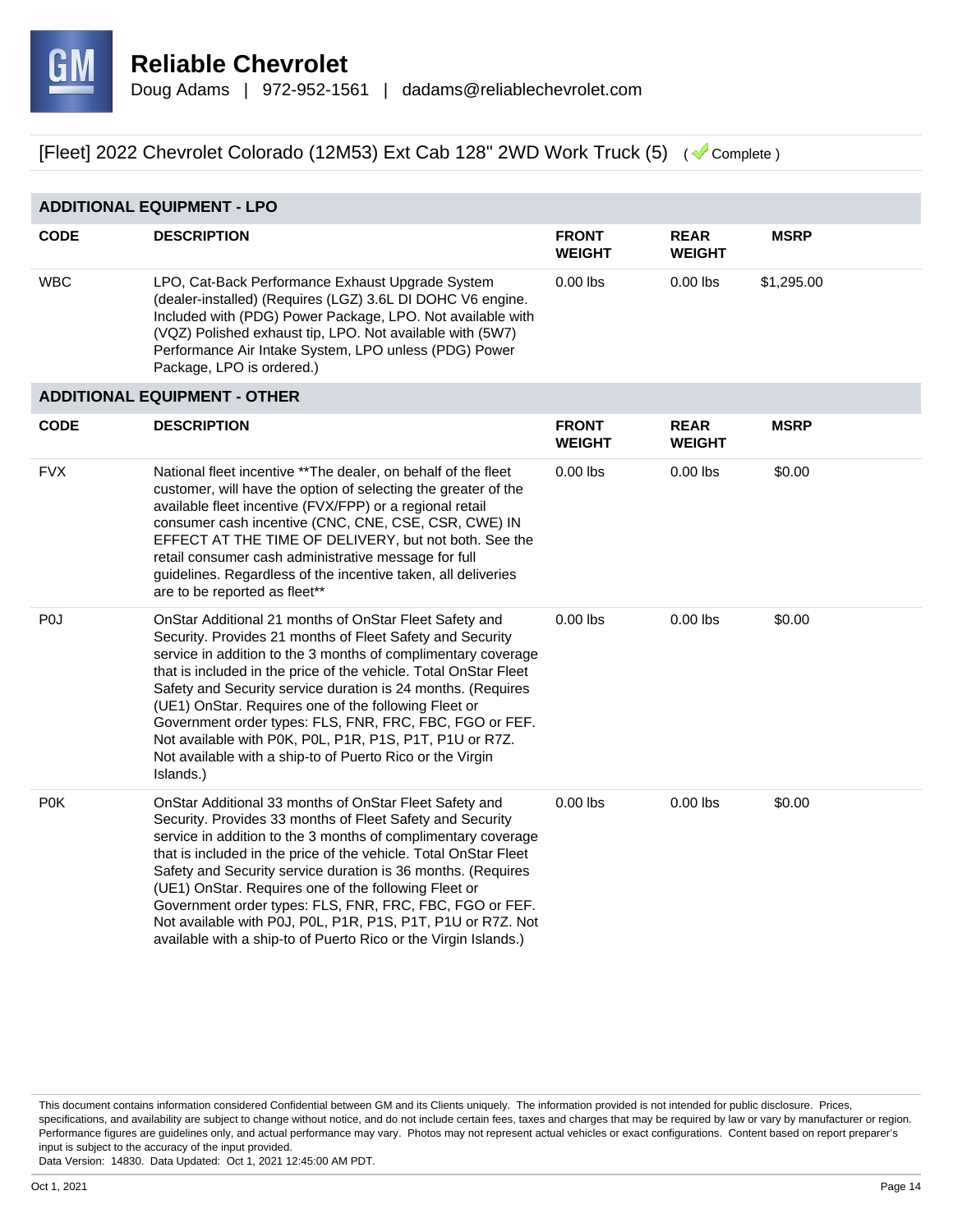# Reliable Chevrolet

Doug Adams | 972-952-1561 | dadams@reliablechevrolet.com

## [Fleet] 2022 Chevrolet Colorado (12M53) Ext Cab 128" 2WD Work Truck (5) ( Complete )

### ADDITIONAL EQUIPMENT - LPO

| CODE | DESCRIPTION | FRONT WEIGHT | REAR WEIGHT | MSRP |
| --- | --- | --- | --- | --- |
| WBC | LPO, Cat-Back Performance Exhaust Upgrade System (dealer-installed) (Requires (LGZ) 3.6L DI DOHC V6 engine. Included with (PDG) Power Package, LPO. Not available with (VQZ) Polished exhaust tip, LPO. Not available with (5W7) Performance Air Intake System, LPO unless (PDG) Power Package, LPO is ordered.) | 0.00 lbs | 0.00 lbs | $1,295.00 |

### ADDITIONAL EQUIPMENT - OTHER

| CODE | DESCRIPTION | FRONT WEIGHT | REAR WEIGHT | MSRP |
| --- | --- | --- | --- | --- |
| FVX | National fleet incentive **The dealer, on behalf of the fleet customer, will have the option of selecting the greater of the available fleet incentive (FVX/FPP) or a regional retail consumer cash incentive (CNC, CNE, CSE, CSR, CWE) IN EFFECT AT THE TIME OF DELIVERY, but not both. See the retail consumer cash administrative message for full guidelines. Regardless of the incentive taken, all deliveries are to be reported as fleet** | 0.00 lbs | 0.00 lbs | $0.00 |
| P0J | OnStar Additional 21 months of OnStar Fleet Safety and Security. Provides 21 months of Fleet Safety and Security service in addition to the 3 months of complimentary coverage that is included in the price of the vehicle. Total OnStar Fleet Safety and Security service duration is 24 months. (Requires (UE1) OnStar. Requires one of the following Fleet or Government order types: FLS, FNR, FRC, FBC, FGO or FEF. Not available with P0K, P0L, P1R, P1S, P1T, P1U or R7Z. Not available with a ship-to of Puerto Rico or the Virgin Islands.) | 0.00 lbs | 0.00 lbs | $0.00 |
| P0K | OnStar Additional 33 months of OnStar Fleet Safety and Security. Provides 33 months of Fleet Safety and Security service in addition to the 3 months of complimentary coverage that is included in the price of the vehicle. Total OnStar Fleet Safety and Security service duration is 36 months. (Requires (UE1) OnStar. Requires one of the following Fleet or Government order types: FLS, FNR, FRC, FBC, FGO or FEF. Not available with P0J, P0L, P1R, P1S, P1T, P1U or R7Z. Not available with a ship-to of Puerto Rico or the Virgin Islands.) | 0.00 lbs | 0.00 lbs | $0.00 |

This document contains information considered Confidential between GM and its Clients uniquely. The information provided is not intended for public disclosure. Prices, specifications, and availability are subject to change without notice, and do not include certain fees, taxes and charges that may be required by law or vary by manufacturer or region. Performance figures are guidelines only, and actual performance may vary. Photos may not represent actual vehicles or exact configurations. Content based on report preparer's input is subject to the accuracy of the input provided.
Data Version: 14830. Data Updated: Oct 1, 2021 12:45:00 AM PDT.

Oct 1, 2021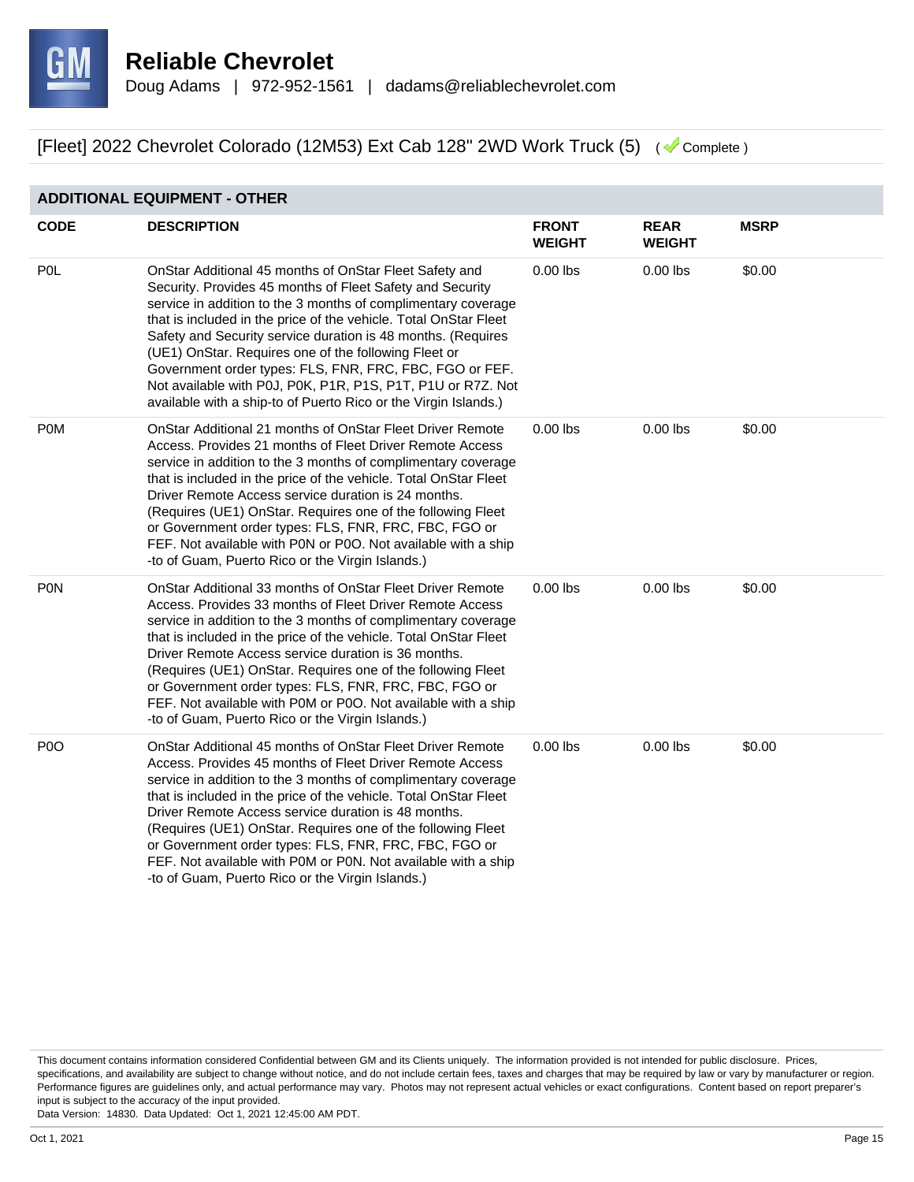# Reliable Chevrolet

Doug Adams | 972-952-1561 | dadams@reliablechevrolet.com

[Fleet] 2022 Chevrolet Colorado (12M53) Ext Cab 128" 2WD Work Truck (5) ( Complete )

## ADDITIONAL EQUIPMENT - OTHER

| CODE | DESCRIPTION | FRONT WEIGHT | REAR WEIGHT | MSRP |
|---|---|---|---|---|
| P0L | OnStar Additional 45 months of OnStar Fleet Safety and Security. Provides 45 months of Fleet Safety and Security service in addition to the 3 months of complimentary coverage that is included in the price of the vehicle. Total OnStar Fleet Safety and Security service duration is 48 months. (Requires (UE1) OnStar. Requires one of the following Fleet or Government order types: FLS, FNR, FRC, FBC, FGO or FEF. Not available with P0J, P0K, P1R, P1S, P1T, P1U or R7Z. Not available with a ship-to of Puerto Rico or the Virgin Islands.) | 0.00 lbs | 0.00 lbs | $0.00 |
| P0M | OnStar Additional 21 months of OnStar Fleet Driver Remote Access. Provides 21 months of Fleet Driver Remote Access service in addition to the 3 months of complimentary coverage that is included in the price of the vehicle. Total OnStar Fleet Driver Remote Access service duration is 24 months. (Requires (UE1) OnStar. Requires one of the following Fleet or Government order types: FLS, FNR, FRC, FBC, FGO or FEF. Not available with P0N or P0O. Not available with a ship-to of Guam, Puerto Rico or the Virgin Islands.) | 0.00 lbs | 0.00 lbs | $0.00 |
| P0N | OnStar Additional 33 months of OnStar Fleet Driver Remote Access. Provides 33 months of Fleet Driver Remote Access service in addition to the 3 months of complimentary coverage that is included in the price of the vehicle. Total OnStar Fleet Driver Remote Access service duration is 36 months. (Requires (UE1) OnStar. Requires one of the following Fleet or Government order types: FLS, FNR, FRC, FBC, FGO or FEF. Not available with P0M or P0O. Not available with a ship-to of Guam, Puerto Rico or the Virgin Islands.) | 0.00 lbs | 0.00 lbs | $0.00 |
| P0O | OnStar Additional 45 months of OnStar Fleet Driver Remote Access. Provides 45 months of Fleet Driver Remote Access service in addition to the 3 months of complimentary coverage that is included in the price of the vehicle. Total OnStar Fleet Driver Remote Access service duration is 48 months. (Requires (UE1) OnStar. Requires one of the following Fleet or Government order types: FLS, FNR, FRC, FBC, FGO or FEF. Not available with P0M or P0N. Not available with a ship-to of Guam, Puerto Rico or the Virgin Islands.) | 0.00 lbs | 0.00 lbs | $0.00 |

This document contains information considered Confidential between GM and its Clients uniquely. The information provided is not intended for public disclosure. Prices, specifications, and availability are subject to change without notice, and do not include certain fees, taxes and charges that may be required by law or vary by manufacturer or region. Performance figures are guidelines only, and actual performance may vary. Photos may not represent actual vehicles or exact configurations. Content based on report preparer's input is subject to the accuracy of the input provided.
Data Version: 14830. Data Updated: Oct 1, 2021 12:45:00 AM PDT.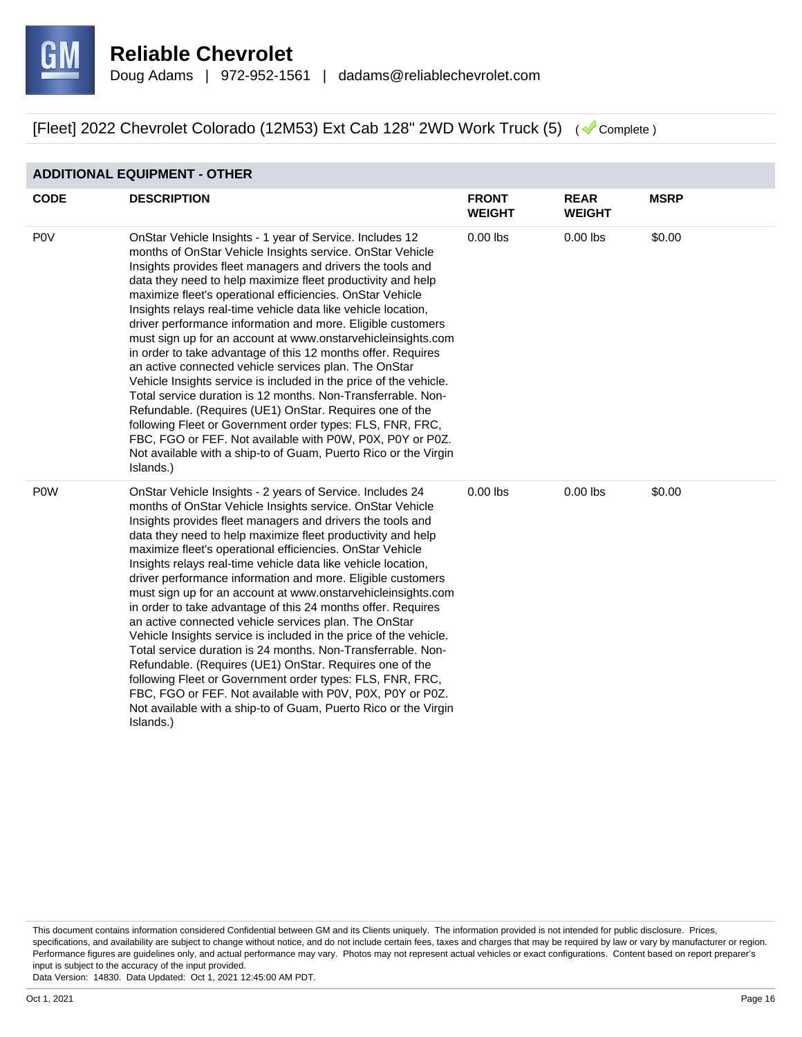# [Fleet] 2022 Chevrolet Colorado (12M53) Ext Cab 128" 2WD Work Truck (5) ( Complete )

## ADDITIONAL EQUIPMENT - OTHER

| CODE | DESCRIPTION | FRONT WEIGHT | REAR WEIGHT | MSRP |
|---|---|---|---|---|
| P0V | OnStar Vehicle Insights - 1 year of Service. Includes 12 months of OnStar Vehicle Insights service. OnStar Vehicle Insights provides fleet managers and drivers the tools and data they need to help maximize fleet productivity and help maximize fleet's operational efficiencies. OnStar Vehicle Insights relays real-time vehicle data like vehicle location, driver performance information and more. Eligible customers must sign up for an account at www.onstarvehicleinsights.com in order to take advantage of this 12 months offer. Requires an active connected vehicle services plan. The OnStar Vehicle Insights service is included in the price of the vehicle. Total service duration is 12 months. Non-Transferrable. Non-Refundable. (Requires (UE1) OnStar. Requires one of the following Fleet or Government order types: FLS, FNR, FRC, FBC, FGO or FEF. Not available with P0W, P0X, P0Y or P0Z. Not available with a ship-to of Guam, Puerto Rico or the Virgin Islands.) | 0.00 lbs | 0.00 lbs | $0.00 |
| P0W | OnStar Vehicle Insights - 2 years of Service. Includes 24 months of OnStar Vehicle Insights service. OnStar Vehicle Insights provides fleet managers and drivers the tools and data they need to help maximize fleet productivity and help maximize fleet's operational efficiencies. OnStar Vehicle Insights relays real-time vehicle data like vehicle location, driver performance information and more. Eligible customers must sign up for an account at www.onstarvehicleinsights.com in order to take advantage of this 24 months offer. Requires an active connected vehicle services plan. The OnStar Vehicle Insights service is included in the price of the vehicle. Total service duration is 24 months. Non-Transferrable. Non-Refundable. (Requires (UE1) OnStar. Requires one of the following Fleet or Government order types: FLS, FNR, FRC, FBC, FGO or FEF. Not available with P0V, P0X, P0Y or P0Z. Not available with a ship-to of Guam, Puerto Rico or the Virgin Islands.) | 0.00 lbs | 0.00 lbs | $0.00 |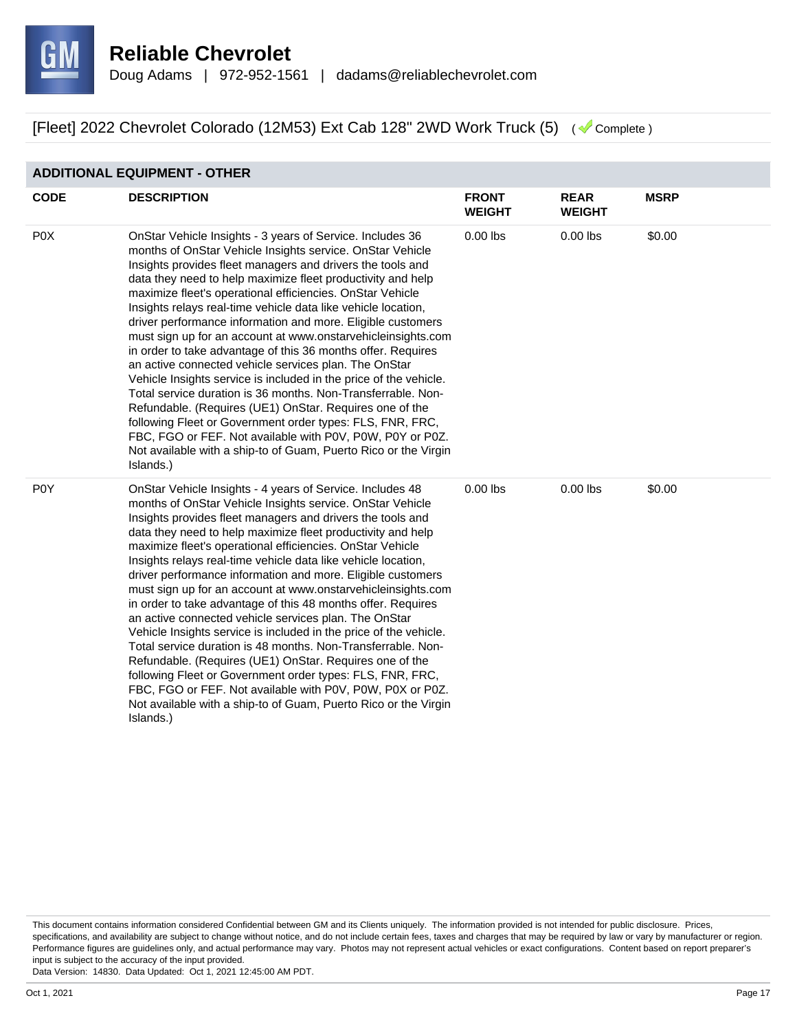**Reliable Chevrolet**
Doug Adams | 972-952-1561 | dadams@reliablechevrolet.com

[Fleet] 2022 Chevrolet Colorado (12M53) Ext Cab 128" 2WD Work Truck (5) ( Complete )

## ADDITIONAL EQUIPMENT - OTHER

| CODE | DESCRIPTION | FRONT WEIGHT | REAR WEIGHT | MSRP |
|---|---|---|---|---|
| P0X | OnStar Vehicle Insights - 3 years of Service. Includes 36 months of OnStar Vehicle Insights service. OnStar Vehicle Insights provides fleet managers and drivers the tools and data they need to help maximize fleet productivity and help maximize fleet's operational efficiencies. OnStar Vehicle Insights relays real-time vehicle data like vehicle location, driver performance information and more. Eligible customers must sign up for an account at www.onstarvehicleinsights.com in order to take advantage of this 36 months offer. Requires an active connected vehicle services plan. The OnStar Vehicle Insights service is included in the price of the vehicle. Total service duration is 36 months. Non-Transferrable. Non-Refundable. (Requires (UE1) OnStar. Requires one of the following Fleet or Government order types: FLS, FNR, FRC, FBC, FGO or FEF. Not available with P0V, P0W, P0Y or P0Z. Not available with a ship-to of Guam, Puerto Rico or the Virgin Islands.) | 0.00 lbs | 0.00 lbs | $0.00 |
| P0Y | OnStar Vehicle Insights - 4 years of Service. Includes 48 months of OnStar Vehicle Insights service. OnStar Vehicle Insights provides fleet managers and drivers the tools and data they need to help maximize fleet productivity and help maximize fleet's operational efficiencies. OnStar Vehicle Insights relays real-time vehicle data like vehicle location, driver performance information and more. Eligible customers must sign up for an account at www.onstarvehicleinsights.com in order to take advantage of this 48 months offer. Requires an active connected vehicle services plan. The OnStar Vehicle Insights service is included in the price of the vehicle. Total service duration is 48 months. Non-Transferrable. Non-Refundable. (Requires (UE1) OnStar. Requires one of the following Fleet or Government order types: FLS, FNR, FRC, FBC, FGO or FEF. Not available with P0V, P0W, P0X or P0Z. Not available with a ship-to of Guam, Puerto Rico or the Virgin Islands.) | 0.00 lbs | 0.00 lbs | $0.00 |

This document contains information considered Confidential between GM and its Clients uniquely. The information provided is not intended for public disclosure. Prices, specifications, and availability are subject to change without notice, and do not include certain fees, taxes and charges that may be required by law or vary by manufacturer or region. Performance figures are guidelines only, and actual performance may vary. Photos may not represent actual vehicles or exact configurations. Content based on report preparer's input is subject to the accuracy of the input provided.
Data Version: 14830. Data Updated: Oct 1, 2021 12:45:00 AM PDT.

Oct 1, 2021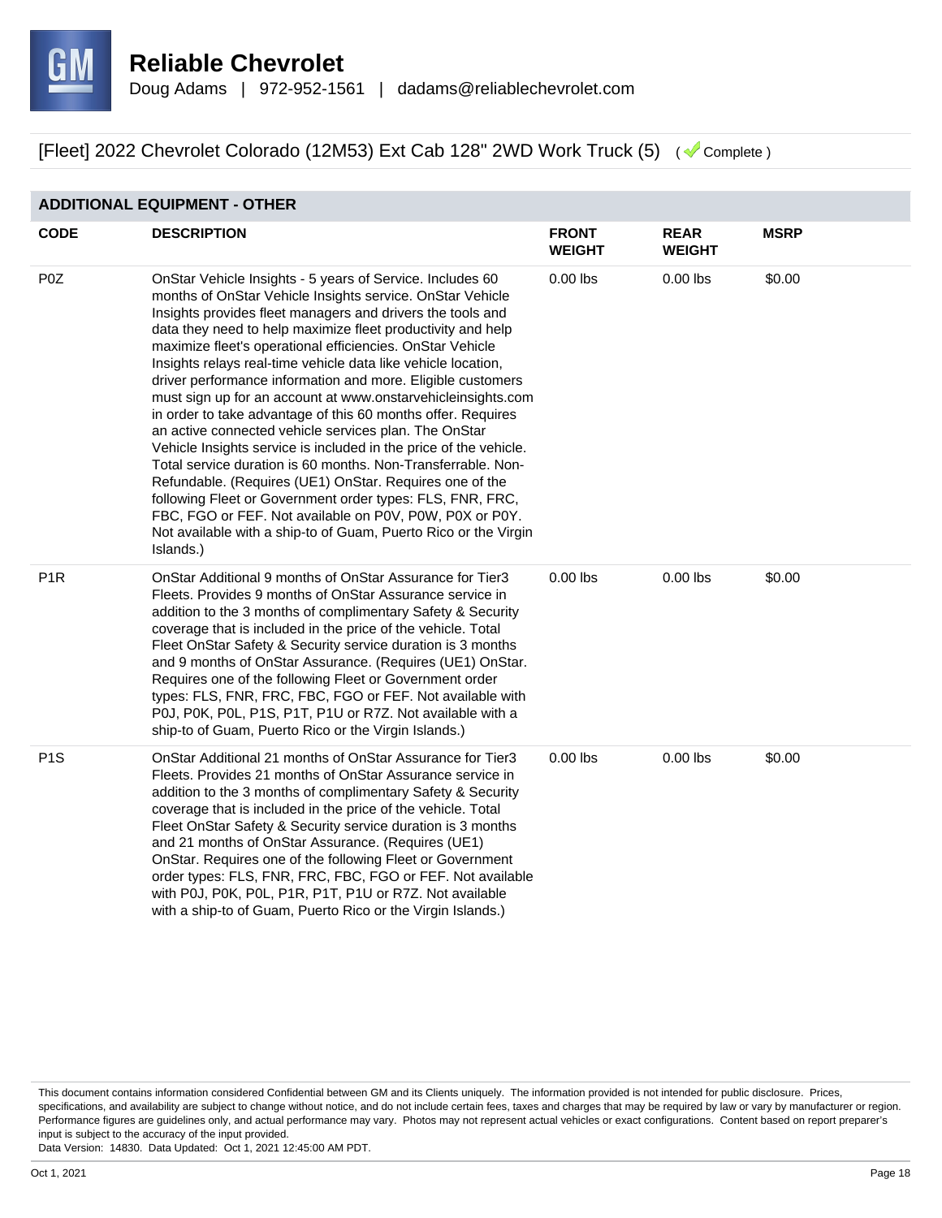# Reliable Chevrolet

Doug Adams | 972-952-1561 | dadams@reliablechevrolet.com

## [Fleet] 2022 Chevrolet Colorado (12M53) Ext Cab 128" 2WD Work Truck (5) ( Complete )

### ADDITIONAL EQUIPMENT - OTHER

| CODE | DESCRIPTION | FRONT WEIGHT | REAR WEIGHT | MSRP |
|---|---|---|---|---|
| P0Z | OnStar Vehicle Insights - 5 years of Service. Includes 60 months of OnStar Vehicle Insights service. OnStar Vehicle Insights provides fleet managers and drivers the tools and data they need to help maximize fleet productivity and help maximize fleet's operational efficiencies. OnStar Vehicle Insights relays real-time vehicle data like vehicle location, driver performance information and more. Eligible customers must sign up for an account at www.onstarvehicleinsights.com in order to take advantage of this 60 months offer. Requires an active connected vehicle services plan. The OnStar Vehicle Insights service is included in the price of the vehicle. Total service duration is 60 months. Non-Transferrable. Non-Refundable. (Requires (UE1) OnStar. Requires one of the following Fleet or Government order types: FLS, FNR, FRC, FBC, FGO or FEF. Not available on P0V, P0W, P0X or P0Y. Not available with a ship-to of Guam, Puerto Rico or the Virgin Islands.) | 0.00 lbs | 0.00 lbs | $0.00 |
| P1R | OnStar Additional 9 months of OnStar Assurance for Tier3 Fleets. Provides 9 months of OnStar Assurance service in addition to the 3 months of complimentary Safety & Security coverage that is included in the price of the vehicle. Total Fleet OnStar Safety & Security service duration is 3 months and 9 months of OnStar Assurance. (Requires (UE1) OnStar. Requires one of the following Fleet or Government order types: FLS, FNR, FRC, FBC, FGO or FEF. Not available with P0J, P0K, P0L, P1S, P1T, P1U or R7Z. Not available with a ship-to of Guam, Puerto Rico or the Virgin Islands.) | 0.00 lbs | 0.00 lbs | $0.00 |
| P1S | OnStar Additional 21 months of OnStar Assurance for Tier3 Fleets. Provides 21 months of OnStar Assurance service in addition to the 3 months of complimentary Safety & Security coverage that is included in the price of the vehicle. Total Fleet OnStar Safety & Security service duration is 3 months and 21 months of OnStar Assurance. (Requires (UE1) OnStar. Requires one of the following Fleet or Government order types: FLS, FNR, FRC, FBC, FGO or FEF. Not available with P0J, P0K, P0L, P1R, P1T, P1U or R7Z. Not available with a ship-to of Guam, Puerto Rico or the Virgin Islands.) | 0.00 lbs | 0.00 lbs | $0.00 |

This document contains information considered Confidential between GM and its Clients uniquely. The information provided is not intended for public disclosure. Prices, specifications, and availability are subject to change without notice, and do not include certain fees, taxes and charges that may be required by law or vary by manufacturer or region. Performance figures are guidelines only, and actual performance may vary. Photos may not represent actual vehicles or exact configurations. Content based on report preparer's input is subject to the accuracy of the input provided.
Data Version: 14830. Data Updated: Oct 1, 2021 12:45:00 AM PDT.

Oct 1, 2021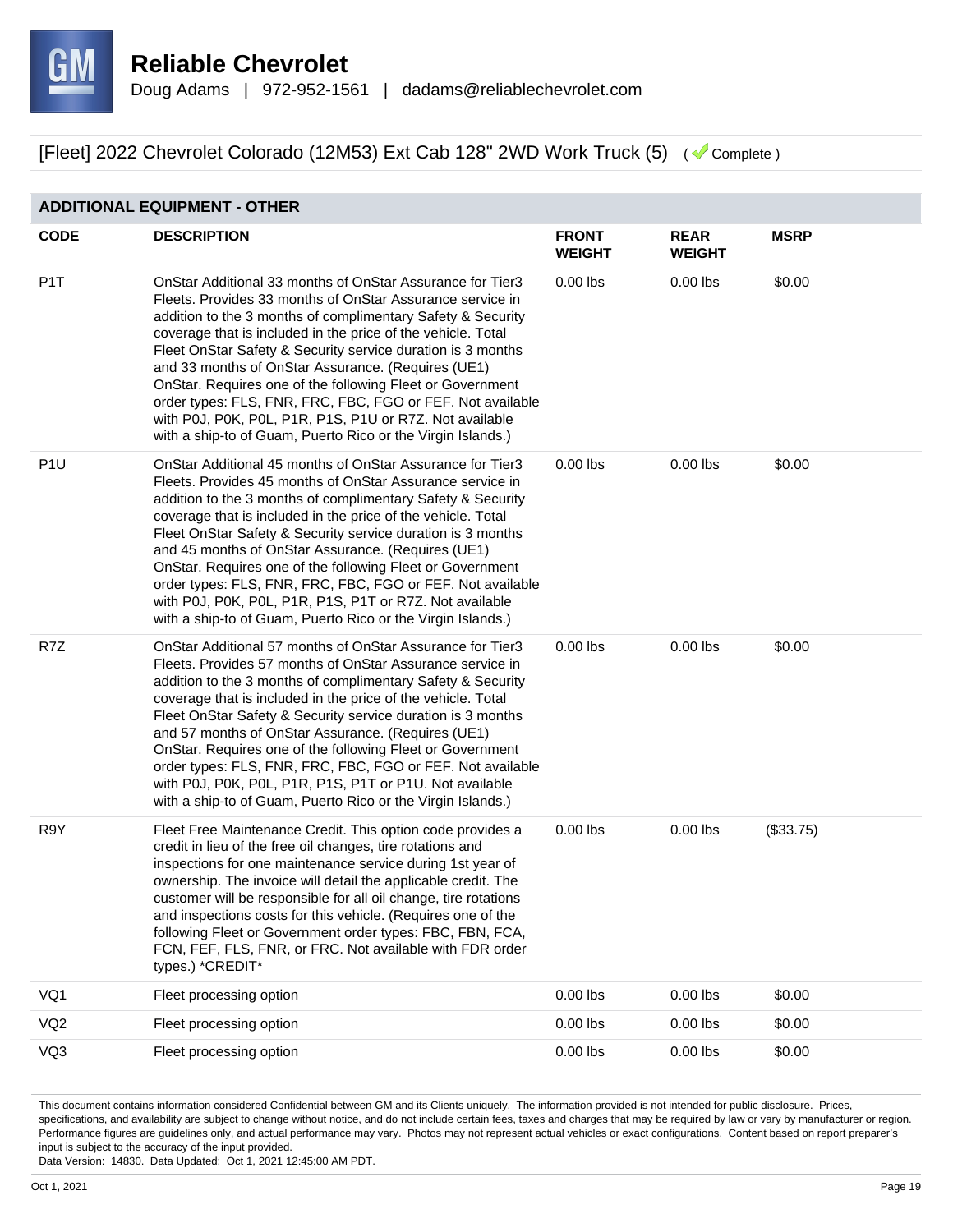# Reliable Chevrolet

Doug Adams | 972-952-1561 | dadams@reliablechevrolet.com

[Fleet] 2022 Chevrolet Colorado (12M53) Ext Cab 128" 2WD Work Truck (5) ( Complete )

## ADDITIONAL EQUIPMENT - OTHER

| CODE | DESCRIPTION | FRONT WEIGHT | REAR WEIGHT | MSRP |
|---|---|---|---|---|
| P1T | OnStar Additional 33 months of OnStar Assurance for Tier3 Fleets. Provides 33 months of OnStar Assurance service in addition to the 3 months of complimentary Safety & Security coverage that is included in the price of the vehicle. Total Fleet OnStar Safety & Security service duration is 3 months and 33 months of OnStar Assurance. (Requires (UE1) OnStar. Requires one of the following Fleet or Government order types: FLS, FNR, FRC, FBC, FGO or FEF. Not available with P0J, P0K, P0L, P1R, P1S, P1U or R7Z. Not available with a ship-to of Guam, Puerto Rico or the Virgin Islands.) | 0.00 lbs | 0.00 lbs | $0.00 |
| P1U | OnStar Additional 45 months of OnStar Assurance for Tier3 Fleets. Provides 45 months of OnStar Assurance service in addition to the 3 months of complimentary Safety & Security coverage that is included in the price of the vehicle. Total Fleet OnStar Safety & Security service duration is 3 months and 45 months of OnStar Assurance. (Requires (UE1) OnStar. Requires one of the following Fleet or Government order types: FLS, FNR, FRC, FBC, FGO or FEF. Not available with P0J, P0K, P0L, P1R, P1S, P1T or R7Z. Not available with a ship-to of Guam, Puerto Rico or the Virgin Islands.) | 0.00 lbs | 0.00 lbs | $0.00 |
| R7Z | OnStar Additional 57 months of OnStar Assurance for Tier3 Fleets. Provides 57 months of OnStar Assurance service in addition to the 3 months of complimentary Safety & Security coverage that is included in the price of the vehicle. Total Fleet OnStar Safety & Security service duration is 3 months and 57 months of OnStar Assurance. (Requires (UE1) OnStar. Requires one of the following Fleet or Government order types: FLS, FNR, FRC, FBC, FGO or FEF. Not available with P0J, P0K, P0L, P1R, P1S, P1T or P1U. Not available with a ship-to of Guam, Puerto Rico or the Virgin Islands.) | 0.00 lbs | 0.00 lbs | $0.00 |
| R9Y | Fleet Free Maintenance Credit. This option code provides a credit in lieu of the free oil changes, tire rotations and inspections for one maintenance service during 1st year of ownership. The invoice will detail the applicable credit. The customer will be responsible for all oil change, tire rotations and inspections costs for this vehicle. (Requires one of the following Fleet or Government order types: FBC, FBN, FCA, FCN, FEF, FLS, FNR, or FRC. Not available with FDR order types.) *CREDIT* | 0.00 lbs | 0.00 lbs | ($33.75) |
| VQ1 | Fleet processing option | 0.00 lbs | 0.00 lbs | $0.00 |
| VQ2 | Fleet processing option | 0.00 lbs | 0.00 lbs | $0.00 |
| VQ3 | Fleet processing option | 0.00 lbs | 0.00 lbs | $0.00 |

This document contains information considered Confidential between GM and its Clients uniquely. The information provided is not intended for public disclosure. Prices, specifications, and availability are subject to change without notice, and do not include certain fees, taxes and charges that may be required by law or vary by manufacturer or region. Performance figures are guidelines only, and actual performance may vary. Photos may not represent actual vehicles or exact configurations. Content based on report preparer's input is subject to the accuracy of the input provided.

Data Version: 14830. Data Updated: Oct 1, 2021 12:45:00 AM PDT.

Oct 1, 2021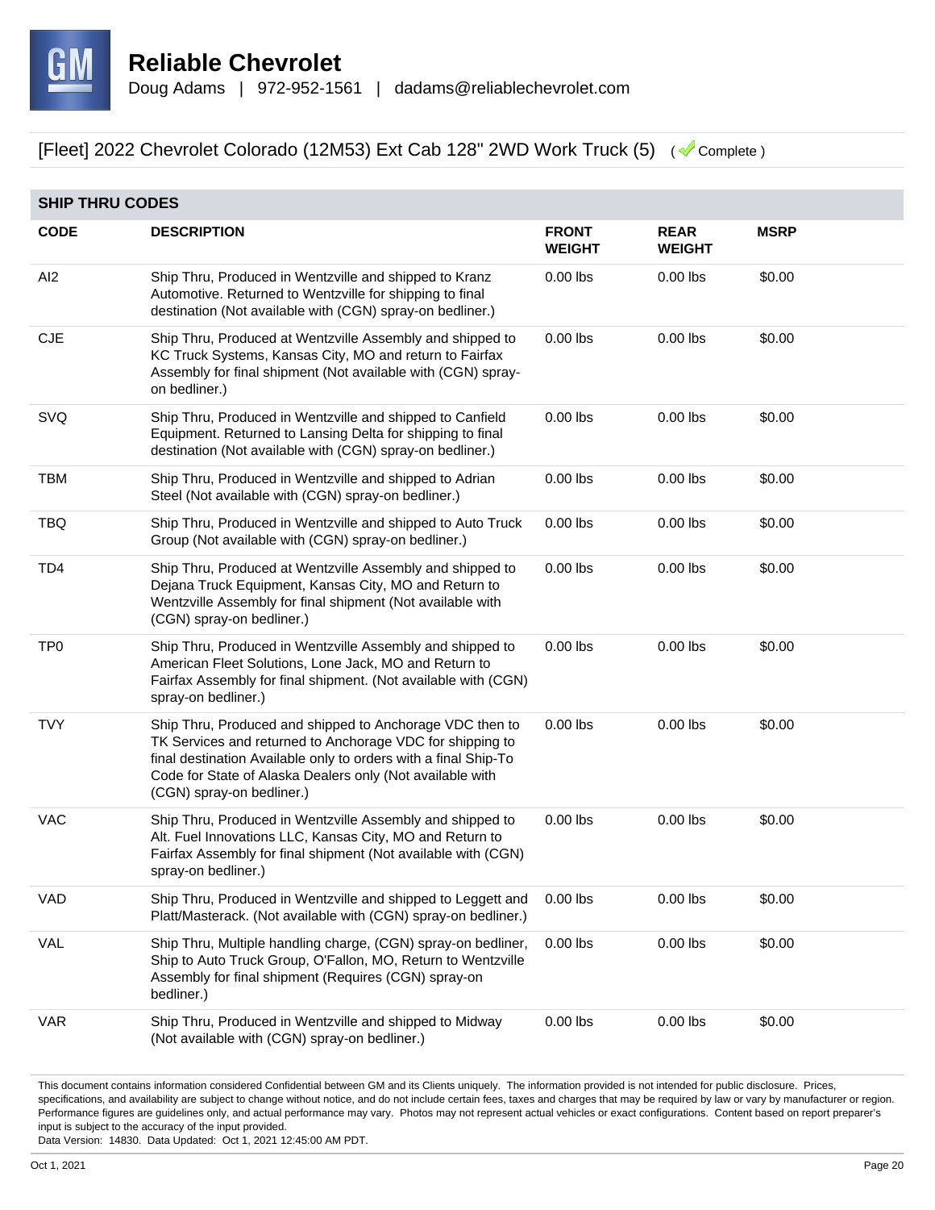# Reliable Chevrolet

Doug Adams | 972-952-1561 | dadams@reliablechevrolet.com

## [Fleet] 2022 Chevrolet Colorado (12M53) Ext Cab 128" 2WD Work Truck (5) ( Complete )

### SHIP THRU CODES

| CODE | DESCRIPTION | FRONT WEIGHT | REAR WEIGHT | MSRP |
|---|---|---|---|---|
| AI2 | Ship Thru, Produced in Wentzville and shipped to Kranz Automotive. Returned to Wentzville for shipping to final destination (Not available with (CGN) spray-on bedliner.) | 0.00 lbs | 0.00 lbs | $0.00 |
| CJE | Ship Thru, Produced at Wentzville Assembly and shipped to KC Truck Systems, Kansas City, MO and return to Fairfax Assembly for final shipment (Not available with (CGN) spray-on bedliner.) | 0.00 lbs | 0.00 lbs | $0.00 |
| SVQ | Ship Thru, Produced in Wentzville and shipped to Canfield Equipment. Returned to Lansing Delta for shipping to final destination (Not available with (CGN) spray-on bedliner.) | 0.00 lbs | 0.00 lbs | $0.00 |
| TBM | Ship Thru, Produced in Wentzville and shipped to Adrian Steel (Not available with (CGN) spray-on bedliner.) | 0.00 lbs | 0.00 lbs | $0.00 |
| TBQ | Ship Thru, Produced in Wentzville and shipped to Auto Truck Group (Not available with (CGN) spray-on bedliner.) | 0.00 lbs | 0.00 lbs | $0.00 |
| TD4 | Ship Thru, Produced at Wentzville Assembly and shipped to Dejana Truck Equipment, Kansas City, MO and Return to Wentzville Assembly for final shipment (Not available with (CGN) spray-on bedliner.) | 0.00 lbs | 0.00 lbs | $0.00 |
| TP0 | Ship Thru, Produced in Wentzville Assembly and shipped to American Fleet Solutions, Lone Jack, MO and Return to Fairfax Assembly for final shipment. (Not available with (CGN) spray-on bedliner.) | 0.00 lbs | 0.00 lbs | $0.00 |
| TVY | Ship Thru, Produced and shipped to Anchorage VDC then to TK Services and returned to Anchorage VDC for shipping to final destination Available only to orders with a final Ship-To Code for State of Alaska Dealers only (Not available with (CGN) spray-on bedliner.) | 0.00 lbs | 0.00 lbs | $0.00 |
| VAC | Ship Thru, Produced in Wentzville Assembly and shipped to Alt. Fuel Innovations LLC, Kansas City, MO and Return to Fairfax Assembly for final shipment (Not available with (CGN) spray-on bedliner.) | 0.00 lbs | 0.00 lbs | $0.00 |
| VAD | Ship Thru, Produced in Wentzville and shipped to Leggett and Platt/Masterack. (Not available with (CGN) spray-on bedliner.) | 0.00 lbs | 0.00 lbs | $0.00 |
| VAL | Ship Thru, Multiple handling charge, (CGN) spray-on bedliner, Ship to Auto Truck Group, O'Fallon, MO, Return to Wentzville Assembly for final shipment (Requires (CGN) spray-on bedliner.) | 0.00 lbs | 0.00 lbs | $0.00 |
| VAR | Ship Thru, Produced in Wentzville and shipped to Midway (Not available with (CGN) spray-on bedliner.) | 0.00 lbs | 0.00 lbs | $0.00 |

This document contains information considered Confidential between GM and its Clients uniquely. The information provided is not intended for public disclosure. Prices, specifications, and availability are subject to change without notice, and do not include certain fees, taxes and charges that may be required by law or vary by manufacturer or region. Performance figures are guidelines only, and actual performance may vary. Photos may not represent actual vehicles or exact configurations. Content based on report preparer's input is subject to the accuracy of the input provided.
Data Version: 14830. Data Updated: Oct 1, 2021 12:45:00 AM PDT.

Oct 1, 2021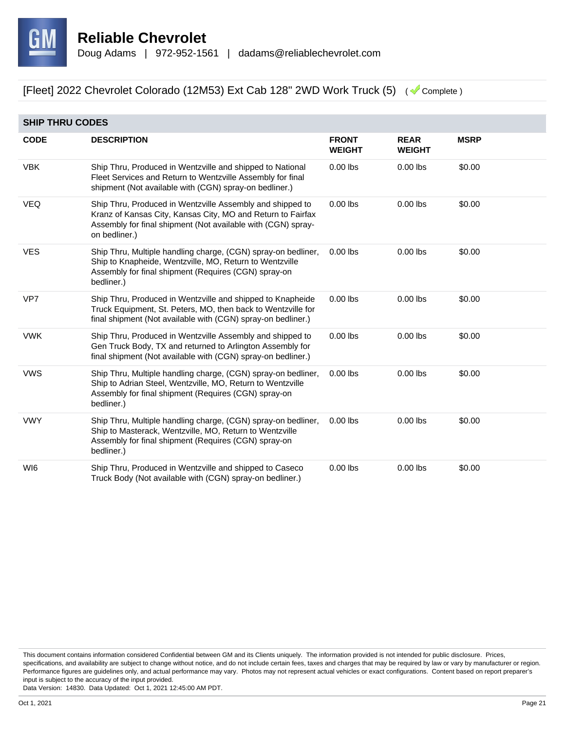# Reliable Chevrolet

Doug Adams | 972-952-1561 | dadams@reliablechevrolet.com

## [Fleet] 2022 Chevrolet Colorado (12M53) Ext Cab 128" 2WD Work Truck (5) ( Complete )

### SHIP THRU CODES

| CODE | DESCRIPTION | FRONT WEIGHT | REAR WEIGHT | MSRP |
|---|---|---|---|---|
| VBK | Ship Thru, Produced in Wentzville and shipped to National Fleet Services and Return to Wentzville Assembly for final shipment (Not available with (CGN) spray-on bedliner.) | 0.00 lbs | 0.00 lbs | $0.00 |
| VEQ | Ship Thru, Produced in Wentzville Assembly and shipped to Kranz of Kansas City, Kansas City, MO and Return to Fairfax Assembly for final shipment (Not available with (CGN) spray-on bedliner.) | 0.00 lbs | 0.00 lbs | $0.00 |
| VES | Ship Thru, Multiple handling charge, (CGN) spray-on bedliner, Ship to Knapheide, Wentzville, MO, Return to Wentzville Assembly for final shipment (Requires (CGN) spray-on bedliner.) | 0.00 lbs | 0.00 lbs | $0.00 |
| VP7 | Ship Thru, Produced in Wentzville and shipped to Knapheide Truck Equipment, St. Peters, MO, then back to Wentzville for final shipment (Not available with (CGN) spray-on bedliner.) | 0.00 lbs | 0.00 lbs | $0.00 |
| VWK | Ship Thru, Produced in Wentzville Assembly and shipped to Gen Truck Body, TX and returned to Arlington Assembly for final shipment (Not available with (CGN) spray-on bedliner.) | 0.00 lbs | 0.00 lbs | $0.00 |
| VWS | Ship Thru, Multiple handling charge, (CGN) spray-on bedliner, Ship to Adrian Steel, Wentzville, MO, Return to Wentzville Assembly for final shipment (Requires (CGN) spray-on bedliner.) | 0.00 lbs | 0.00 lbs | $0.00 |
| VWY | Ship Thru, Multiple handling charge, (CGN) spray-on bedliner, Ship to Masterack, Wentzville, MO, Return to Wentzville Assembly for final shipment (Requires (CGN) spray-on bedliner.) | 0.00 lbs | 0.00 lbs | $0.00 |
| WI6 | Ship Thru, Produced in Wentzville and shipped to Caseco Truck Body (Not available with (CGN) spray-on bedliner.) | 0.00 lbs | 0.00 lbs | $0.00 |

This document contains information considered Confidential between GM and its Clients uniquely. The information provided is not intended for public disclosure. Prices, specifications, and availability are subject to change without notice, and do not include certain fees, taxes and charges that may be required by law or vary by manufacturer or region. Performance figures are guidelines only, and actual performance may vary. Photos may not represent actual vehicles or exact configurations. Content based on report preparer's input is subject to the accuracy of the input provided.
Data Version: 14830. Data Updated: Oct 1, 2021 12:45:00 AM PDT.

Oct 1, 2021